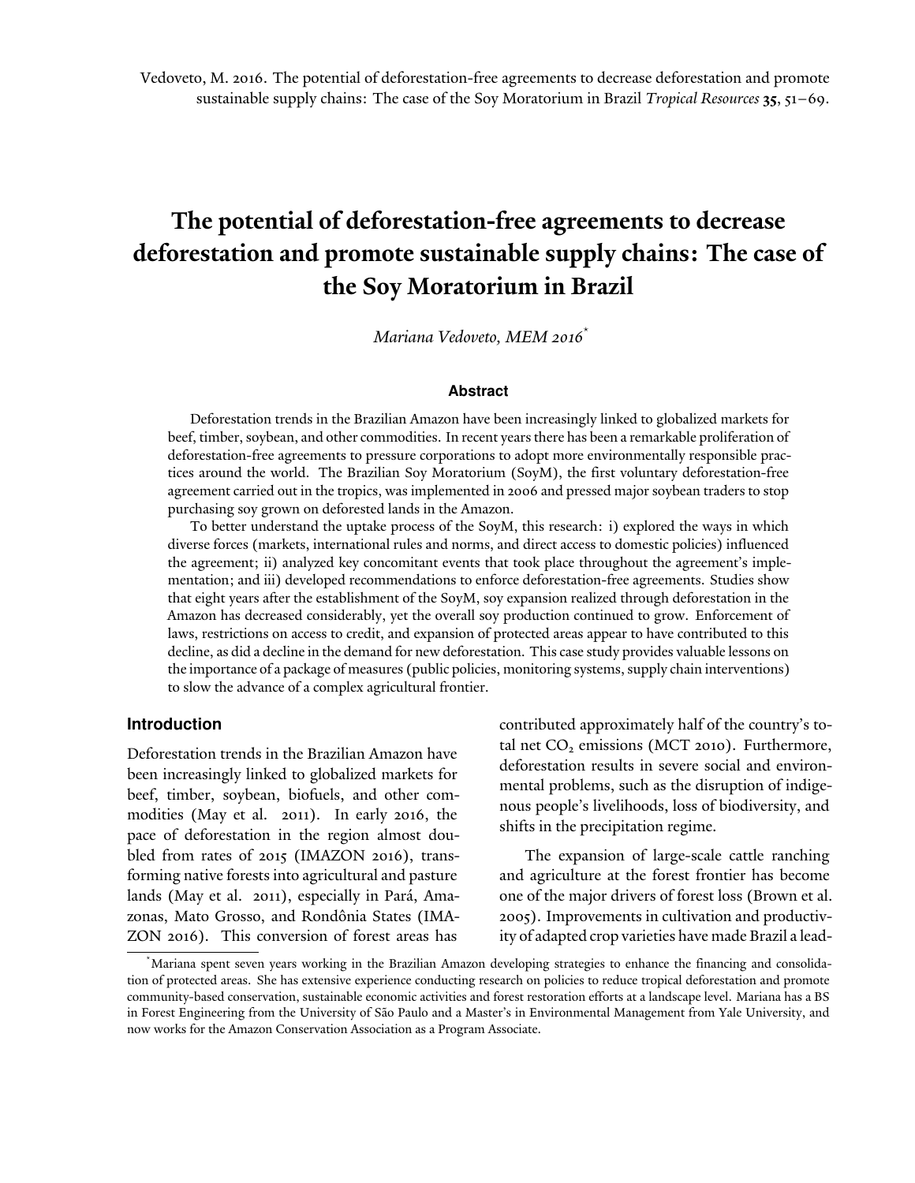Vedoveto, M. 2016. The potential of deforestation-free agreements to decrease deforestation and promote sustainable supply chains: The case of the Soy Moratorium in Brazil *Tropical Resources* **35**, 51–69.

# The potential of deforestation-free agreements to decrease deforestation and promote sustainable supply chains: The case of the Soy Moratorium in Brazil

*Mariana Vedoveto, MEM 2016*[*]

### Abstract

Deforestation trends in the Brazilian Amazon have been increasingly linked to globalized markets for beef, timber, soybean, and other commodities. In recent years there has been a remarkable proliferation of deforestation-free agreements to pressure corporations to adopt more environmentally responsible practices around the world. The Brazilian Soy Moratorium (SoyM), the first voluntary deforestation-free agreement carried out in the tropics, was implemented in 2006 and pressed major soybean traders to stop purchasing soy grown on deforested lands in the Amazon.

To better understand the uptake process of the SoyM, this research: i) explored the ways in which diverse forces (markets, international rules and norms, and direct access to domestic policies) influenced the agreement; ii) analyzed key concomitant events that took place throughout the agreement's implementation; and iii) developed recommendations to enforce deforestation-free agreements. Studies show that eight years after the establishment of the SoyM, soy expansion realized through deforestation in the Amazon has decreased considerably, yet the overall soy production continued to grow. Enforcement of laws, restrictions on access to credit, and expansion of protected areas appear to have contributed to this decline, as did a decline in the demand for new deforestation. This case study provides valuable lessons on the importance of a package of measures (public policies, monitoring systems, supply chain interventions) to slow the advance of a complex agricultural frontier.

## Introduction

Deforestation trends in the Brazilian Amazon have been increasingly linked to globalized markets for beef, timber, soybean, biofuels, and other commodities (May et al. 2011). In early 2016, the pace of deforestation in the region almost doubled from rates of 2015 (IMAZON 2016), transforming native forests into agricultural and pasture lands (May et al. 2011), especially in Pará, Amazonas, Mato Grosso, and Rondônia States (IMAZON 2016). This conversion of forest areas has contributed approximately half of the country's total net $CO_2$ emissions (MCT 2010). Furthermore, deforestation results in severe social and environmental problems, such as the disruption of indigenous people's livelihoods, loss of biodiversity, and shifts in the precipitation regime.

The expansion of large-scale cattle ranching and agriculture at the forest frontier has become one of the major drivers of forest loss (Brown et al. 2005). Improvements in cultivation and productivity of adapted crop varieties have made Brazil a lead-

[*] Mariana spent seven years working in the Brazilian Amazon developing strategies to enhance the financing and consolidation of protected areas. She has extensive experience conducting research on policies to reduce tropical deforestation and promote community-based conservation, sustainable economic activities and forest restoration efforts at a landscape level. Mariana has a BS in Forest Engineering from the University of São Paulo and a Master's in Environmental Management from Yale University, and now works for the Amazon Conservation Association as a Program Associate.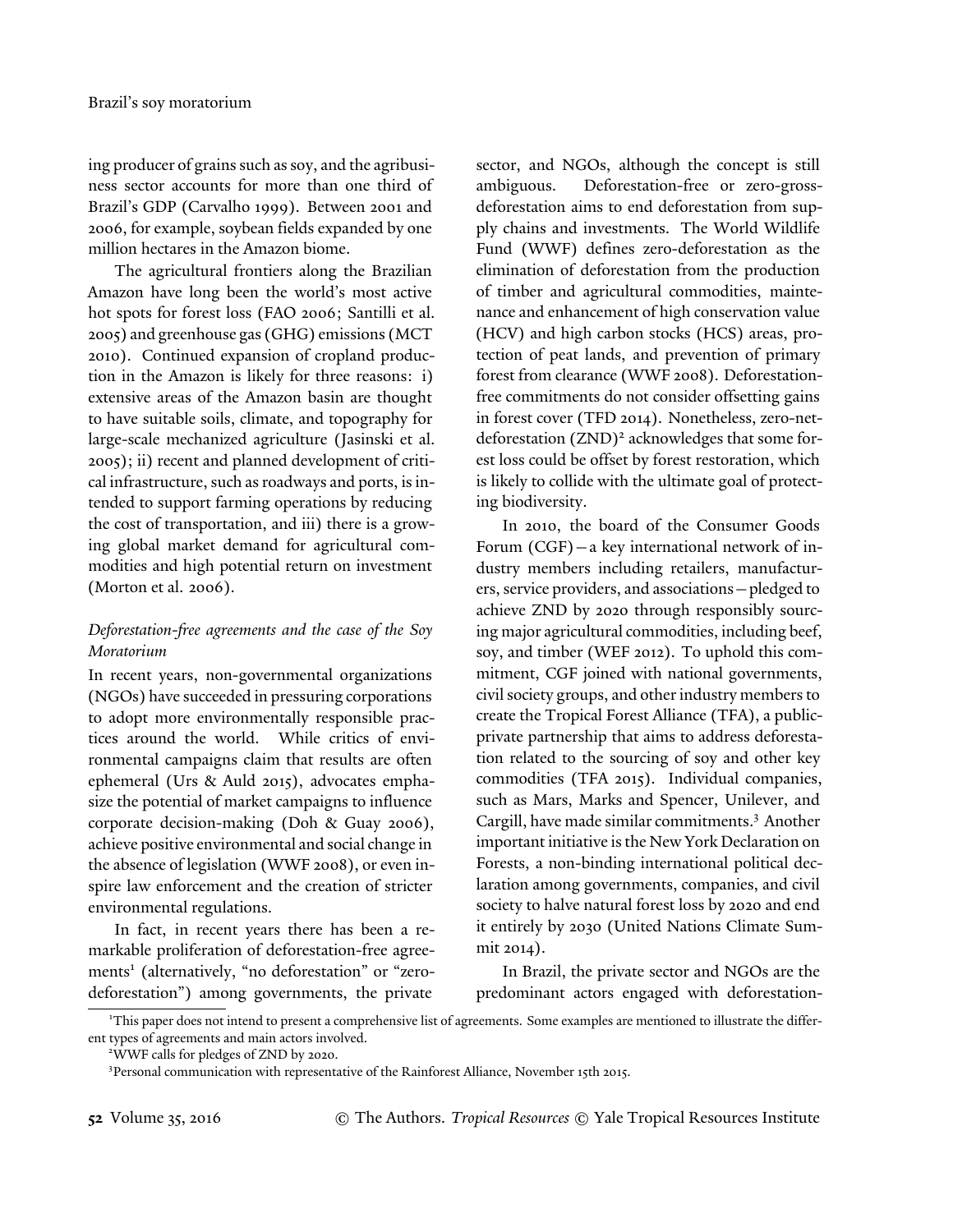ing producer of grains such as soy, and the agribusiness sector accounts for more than one third of Brazil's GDP (Carvalho 1999). Between 2001 and 2006, for example, soybean fields expanded by one million hectares in the Amazon biome.

The agricultural frontiers along the Brazilian Amazon have long been the world's most active hot spots for forest loss (FAO 2006; Santilli et al. 2005) and greenhouse gas (GHG) emissions (MCT 2010). Continued expansion of cropland production in the Amazon is likely for three reasons: i) extensive areas of the Amazon basin are thought to have suitable soils, climate, and topography for large-scale mechanized agriculture (Jasinski et al. 2005); ii) recent and planned development of critical infrastructure, such as roadways and ports, is intended to support farming operations by reducing the cost of transportation, and iii) there is a growing global market demand for agricultural commodities and high potential return on investment (Morton et al. 2006).

### *Deforestation-free agreements and the case of the Soy Moratorium*

In recent years, non-governmental organizations (NGOs) have succeeded in pressuring corporations to adopt more environmentally responsible practices around the world. While critics of environmental campaigns claim that results are often ephemeral (Urs & Auld 2015), advocates emphasize the potential of market campaigns to influence corporate decision-making (Doh & Guay 2006), achieve positive environmental and social change in the absence of legislation (WWF 2008), or even inspire law enforcement and the creation of stricter environmental regulations.

In fact, in recent years there has been a remarkable proliferation of deforestation-free agreements[1] (alternatively, "no deforestation" or "zero-deforestation") among governments, the private sector, and NGOs, although the concept is still ambiguous. Deforestation-free or zero-gross-deforestation aims to end deforestation from supply chains and investments. The World Wildlife Fund (WWF) defines zero-deforestation as the elimination of deforestation from the production of timber and agricultural commodities, maintenance and enhancement of high conservation value (HCV) and high carbon stocks (HCS) areas, protection of peat lands, and prevention of primary forest from clearance (WWF 2008). Deforestation-free commitments do not consider offsetting gains in forest cover (TFD 2014). Nonetheless, zero-net-deforestation (ZND)[2] acknowledges that some forest loss could be offset by forest restoration, which is likely to collide with the ultimate goal of protecting biodiversity.

In 2010, the board of the Consumer Goods Forum (CGF)—a key international network of industry members including retailers, manufacturers, service providers, and associations—pledged to achieve ZND by 2020 through responsibly sourcing major agricultural commodities, including beef, soy, and timber (WEF 2012). To uphold this commitment, CGF joined with national governments, civil society groups, and other industry members to create the Tropical Forest Alliance (TFA), a public-private partnership that aims to address deforestation related to the sourcing of soy and other key commodities (TFA 2015). Individual companies, such as Mars, Marks and Spencer, Unilever, and Cargill, have made similar commitments.[3] Another important initiative is the New York Declaration on Forests, a non-binding international political declaration among governments, companies, and civil society to halve natural forest loss by 2020 and end it entirely by 2030 (United Nations Climate Summit 2014).

In Brazil, the private sector and NGOs are the predominant actors engaged with deforestation-

[1] This paper does not intend to present a comprehensive list of agreements. Some examples are mentioned to illustrate the different types of agreements and main actors involved.

[2] WWF calls for pledges of ZND by 2020.

[3] Personal communication with representative of the Rainforest Alliance, November 15th 2015.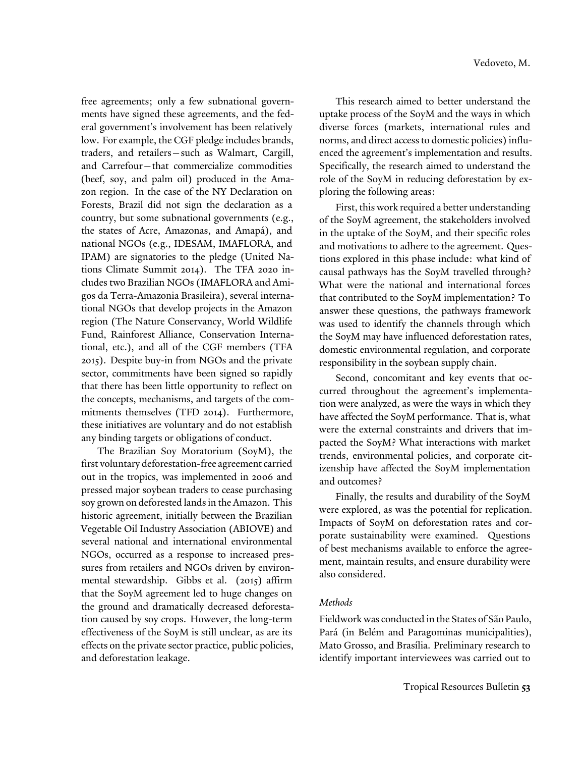free agreements; only a few subnational governments have signed these agreements, and the federal government's involvement has been relatively low. For example, the CGF pledge includes brands, traders, and retailers—such as Walmart, Cargill, and Carrefour—that commercialize commodities (beef, soy, and palm oil) produced in the Amazon region. In the case of the NY Declaration on Forests, Brazil did not sign the declaration as a country, but some subnational governments (e.g., the states of Acre, Amazonas, and Amapá), and national NGOs (e.g., IDESAM, IMAFLORA, and IPAM) are signatories to the pledge (United Nations Climate Summit 2014). The TFA 2020 includes two Brazilian NGOs (IMAFLORA and Amigos da Terra-Amazonia Brasileira), several international NGOs that develop projects in the Amazon region (The Nature Conservancy, World Wildlife Fund, Rainforest Alliance, Conservation International, etc.), and all of the CGF members (TFA 2015). Despite buy-in from NGOs and the private sector, commitments have been signed so rapidly that there has been little opportunity to reflect on the concepts, mechanisms, and targets of the commitments themselves (TFD 2014). Furthermore, these initiatives are voluntary and do not establish any binding targets or obligations of conduct.

The Brazilian Soy Moratorium (SoyM), the first voluntary deforestation-free agreement carried out in the tropics, was implemented in 2006 and pressed major soybean traders to cease purchasing soy grown on deforested lands in the Amazon. This historic agreement, initially between the Brazilian Vegetable Oil Industry Association (ABIOVE) and several national and international environmental NGOs, occurred as a response to increased pressures from retailers and NGOs driven by environmental stewardship. Gibbs et al. (2015) affirm that the SoyM agreement led to huge changes on the ground and dramatically decreased deforestation caused by soy crops. However, the long-term effectiveness of the SoyM is still unclear, as are its effects on the private sector practice, public policies, and deforestation leakage.

This research aimed to better understand the uptake process of the SoyM and the ways in which diverse forces (markets, international rules and norms, and direct access to domestic policies) influenced the agreement's implementation and results. Specifically, the research aimed to understand the role of the SoyM in reducing deforestation by exploring the following areas:

First, this work required a better understanding of the SoyM agreement, the stakeholders involved in the uptake of the SoyM, and their specific roles and motivations to adhere to the agreement. Questions explored in this phase include: what kind of causal pathways has the SoyM travelled through? What were the national and international forces that contributed to the SoyM implementation? To answer these questions, the pathways framework was used to identify the channels through which the SoyM may have influenced deforestation rates, domestic environmental regulation, and corporate responsibility in the soybean supply chain.

Second, concomitant and key events that occurred throughout the agreement's implementation were analyzed, as were the ways in which they have affected the SoyM performance. That is, what were the external constraints and drivers that impacted the SoyM? What interactions with market trends, environmental policies, and corporate citizenship have affected the SoyM implementation and outcomes?

Finally, the results and durability of the SoyM were explored, as was the potential for replication. Impacts of SoyM on deforestation rates and corporate sustainability were examined. Questions of best mechanisms available to enforce the agreement, maintain results, and ensure durability were also considered.

### *Methods*

Fieldwork was conducted in the States of São Paulo, Pará (in Belém and Paragominas municipalities), Mato Grosso, and Brasília. Preliminary research to identify important interviewees was carried out to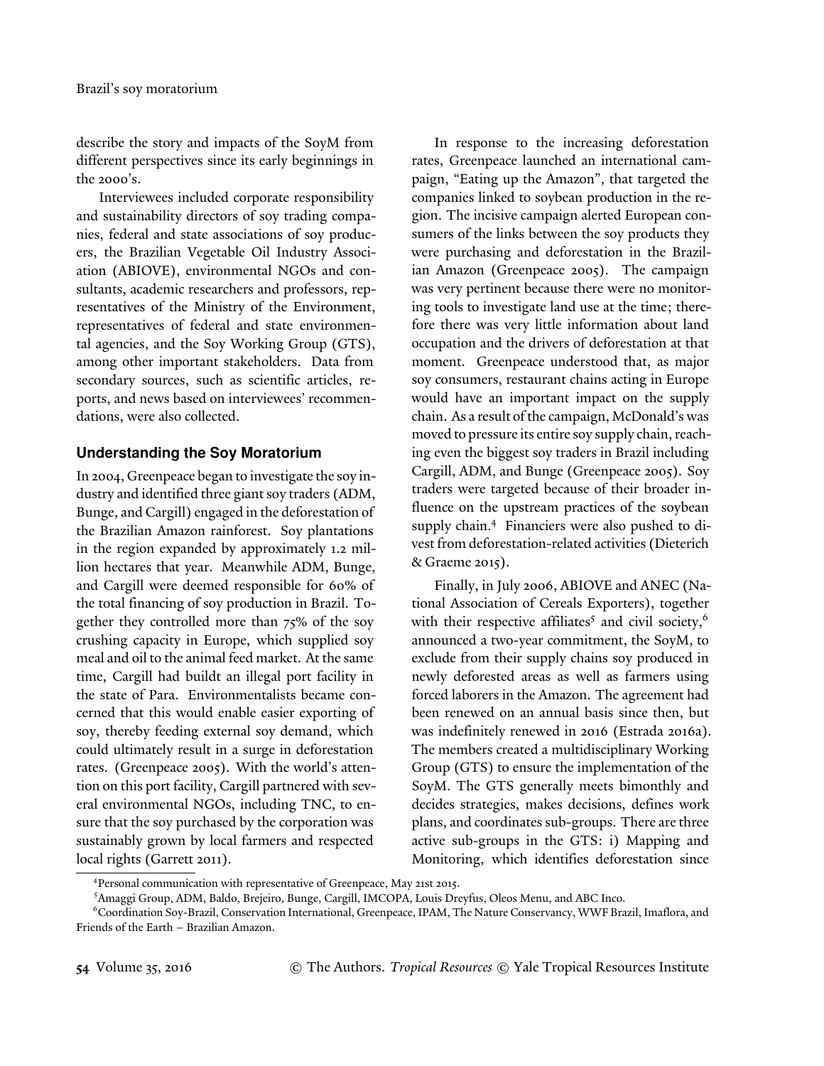describe the story and impacts of the SoyM from different perspectives since its early beginnings in the 2000's.

Interviewees included corporate responsibility and sustainability directors of soy trading companies, federal and state associations of soy producers, the Brazilian Vegetable Oil Industry Association (ABIOVE), environmental NGOs and consultants, academic researchers and professors, representatives of the Ministry of the Environment, representatives of federal and state environmental agencies, and the Soy Working Group (GTS), among other important stakeholders. Data from secondary sources, such as scientific articles, reports, and news based on interviewees' recommendations, were also collected.

## Understanding the Soy Moratorium

In 2004, Greenpeace began to investigate the soy industry and identified three giant soy traders (ADM, Bunge, and Cargill) engaged in the deforestation of the Brazilian Amazon rainforest. Soy plantations in the region expanded by approximately 1.2 million hectares that year. Meanwhile ADM, Bunge, and Cargill were deemed responsible for 60% of the total financing of soy production in Brazil. Together they controlled more than 75% of the soy crushing capacity in Europe, which supplied soy meal and oil to the animal feed market. At the same time, Cargill had buildt an illegal port facility in the state of Para. Environmentalists became concerned that this would enable easier exporting of soy, thereby feeding external soy demand, which could ultimately result in a surge in deforestation rates. (Greenpeace 2005). With the world's attention on this port facility, Cargill partnered with several environmental NGOs, including TNC, to ensure that the soy purchased by the corporation was sustainably grown by local farmers and respected local rights (Garrett 2011).

In response to the increasing deforestation rates, Greenpeace launched an international campaign, "Eating up the Amazon", that targeted the companies linked to soybean production in the region. The incisive campaign alerted European consumers of the links between the soy products they were purchasing and deforestation in the Brazilian Amazon (Greenpeace 2005). The campaign was very pertinent because there were no monitoring tools to investigate land use at the time; therefore there was very little information about land occupation and the drivers of deforestation at that moment. Greenpeace understood that, as major soy consumers, restaurant chains acting in Europe would have an important impact on the supply chain. As a result of the campaign, McDonald's was moved to pressure its entire soy supply chain, reaching even the biggest soy traders in Brazil including Cargill, ADM, and Bunge (Greenpeace 2005). Soy traders were targeted because of their broader influence on the upstream practices of the soybean supply chain.[4] Financiers were also pushed to divest from deforestation-related activities (Dieterich & Graeme 2015).

Finally, in July 2006, ABIOVE and ANEC (National Association of Cereals Exporters), together with their respective affiliates[5] and civil society,[6] announced a two-year commitment, the SoyM, to exclude from their supply chains soy produced in newly deforested areas as well as farmers using forced laborers in the Amazon. The agreement had been renewed on an annual basis since then, but was indefinitely renewed in 2016 (Estrada 2016a). The members created a multidisciplinary Working Group (GTS) to ensure the implementation of the SoyM. The GTS generally meets bimonthly and decides strategies, makes decisions, defines work plans, and coordinates sub-groups. There are three active sub-groups in the GTS: i) Mapping and Monitoring, which identifies deforestation since

[4] Personal communication with representative of Greenpeace, May 21st 2015.

[5] Amaggi Group, ADM, Baldo, Brejeiro, Bunge, Cargill, IMCOPA, Louis Dreyfus, Oleos Menu, and ABC Inco.

[6] Coordination Soy-Brazil, Conservation International, Greenpeace, IPAM, The Nature Conservancy, WWF Brazil, Imaflora, and Friends of the Earth – Brazilian Amazon.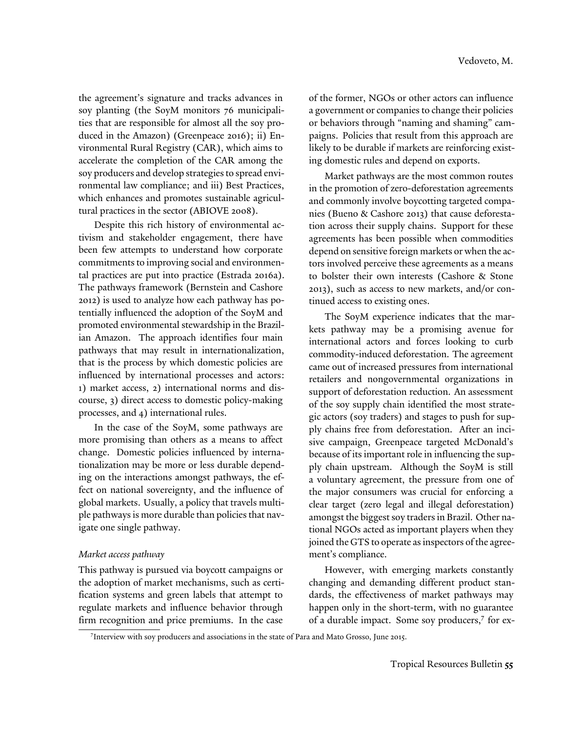the agreement's signature and tracks advances in soy planting (the SoyM monitors 76 municipalities that are responsible for almost all the soy produced in the Amazon) (Greenpeace 2016); ii) Environmental Rural Registry (CAR), which aims to accelerate the completion of the CAR among the soy producers and develop strategies to spread environmental law compliance; and iii) Best Practices, which enhances and promotes sustainable agricultural practices in the sector (ABIOVE 2008).

Despite this rich history of environmental activism and stakeholder engagement, there have been few attempts to understand how corporate commitments to improving social and environmental practices are put into practice (Estrada 2016a). The pathways framework (Bernstein and Cashore 2012) is used to analyze how each pathway has potentially influenced the adoption of the SoyM and promoted environmental stewardship in the Brazilian Amazon. The approach identifies four main pathways that may result in internationalization, that is the process by which domestic policies are influenced by international processes and actors: 1) market access, 2) international norms and discourse, 3) direct access to domestic policy-making processes, and 4) international rules.

In the case of the SoyM, some pathways are more promising than others as a means to affect change. Domestic policies influenced by internationalization may be more or less durable depending on the interactions amongst pathways, the effect on national sovereignty, and the influence of global markets. Usually, a policy that travels multiple pathways is more durable than policies that navigate one single pathway.

*Market access pathway*

This pathway is pursued via boycott campaigns or the adoption of market mechanisms, such as certification systems and green labels that attempt to regulate markets and influence behavior through firm recognition and price premiums. In the case of the former, NGOs or other actors can influence a government or companies to change their policies or behaviors through "naming and shaming" campaigns. Policies that result from this approach are likely to be durable if markets are reinforcing existing domestic rules and depend on exports.

Market pathways are the most common routes in the promotion of zero-deforestation agreements and commonly involve boycotting targeted companies (Bueno & Cashore 2013) that cause deforestation across their supply chains. Support for these agreements has been possible when commodities depend on sensitive foreign markets or when the actors involved perceive these agreements as a means to bolster their own interests (Cashore & Stone 2013), such as access to new markets, and/or continued access to existing ones.

The SoyM experience indicates that the markets pathway may be a promising avenue for international actors and forces looking to curb commodity-induced deforestation. The agreement came out of increased pressures from international retailers and nongovernmental organizations in support of deforestation reduction. An assessment of the soy supply chain identified the most strategic actors (soy traders) and stages to push for supply chains free from deforestation. After an incisive campaign, Greenpeace targeted McDonald's because of its important role in influencing the supply chain upstream. Although the SoyM is still a voluntary agreement, the pressure from one of the major consumers was crucial for enforcing a clear target (zero legal and illegal deforestation) amongst the biggest soy traders in Brazil. Other national NGOs acted as important players when they joined the GTS to operate as inspectors of the agreement's compliance.

However, with emerging markets constantly changing and demanding different product standards, the effectiveness of market pathways may happen only in the short-term, with no guarantee of a durable impact. Some soy producers,[7] for ex-

[7] Interview with soy producers and associations in the state of Para and Mato Grosso, June 2015.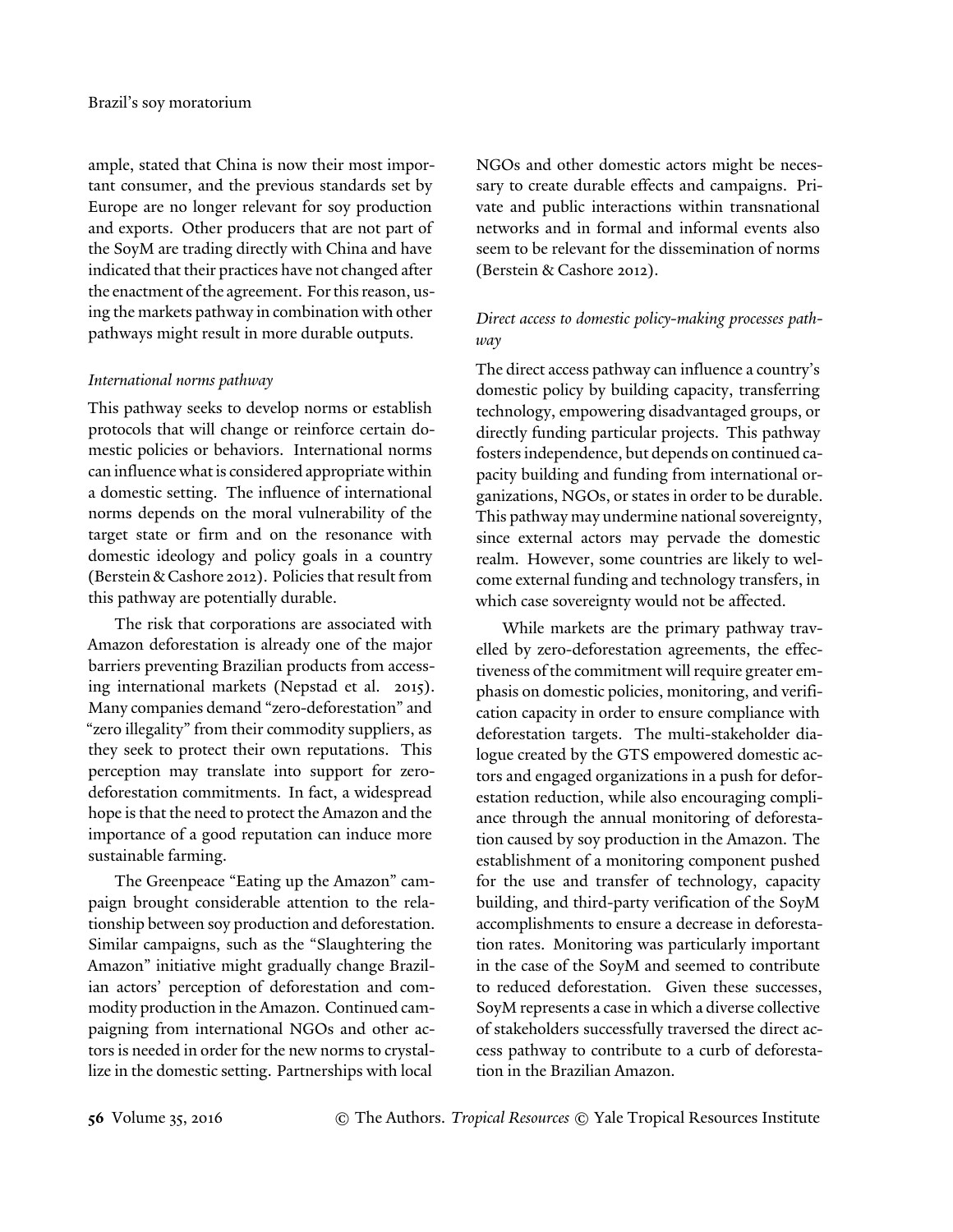ample, stated that China is now their most important consumer, and the previous standards set by Europe are no longer relevant for soy production and exports. Other producers that are not part of the SoyM are trading directly with China and have indicated that their practices have not changed after the enactment of the agreement. For this reason, using the markets pathway in combination with other pathways might result in more durable outputs.

*International norms pathway*

This pathway seeks to develop norms or establish protocols that will change or reinforce certain domestic policies or behaviors. International norms can influence what is considered appropriate within a domestic setting. The influence of international norms depends on the moral vulnerability of the target state or firm and on the resonance with domestic ideology and policy goals in a country (Berstein & Cashore 2012). Policies that result from this pathway are potentially durable.

The risk that corporations are associated with Amazon deforestation is already one of the major barriers preventing Brazilian products from accessing international markets (Nepstad et al. 2015). Many companies demand "zero-deforestation" and "zero illegality" from their commodity suppliers, as they seek to protect their own reputations. This perception may translate into support for zero-deforestation commitments. In fact, a widespread hope is that the need to protect the Amazon and the importance of a good reputation can induce more sustainable farming.

The Greenpeace "Eating up the Amazon" campaign brought considerable attention to the relationship between soy production and deforestation. Similar campaigns, such as the "Slaughtering the Amazon" initiative might gradually change Brazilian actors' perception of deforestation and commodity production in the Amazon. Continued campaigning from international NGOs and other actors is needed in order for the new norms to crystallize in the domestic setting. Partnerships with local NGOs and other domestic actors might be necessary to create durable effects and campaigns. Private and public interactions within transnational networks and in formal and informal events also seem to be relevant for the dissemination of norms (Berstein & Cashore 2012).

*Direct access to domestic policy-making processes pathway*

The direct access pathway can influence a country's domestic policy by building capacity, transferring technology, empowering disadvantaged groups, or directly funding particular projects. This pathway fosters independence, but depends on continued capacity building and funding from international organizations, NGOs, or states in order to be durable. This pathway may undermine national sovereignty, since external actors may pervade the domestic realm. However, some countries are likely to welcome external funding and technology transfers, in which case sovereignty would not be affected.

While markets are the primary pathway travelled by zero-deforestation agreements, the effectiveness of the commitment will require greater emphasis on domestic policies, monitoring, and verification capacity in order to ensure compliance with deforestation targets. The multi-stakeholder dialogue created by the GTS empowered domestic actors and engaged organizations in a push for deforestation reduction, while also encouraging compliance through the annual monitoring of deforestation caused by soy production in the Amazon. The establishment of a monitoring component pushed for the use and transfer of technology, capacity building, and third-party verification of the SoyM accomplishments to ensure a decrease in deforestation rates. Monitoring was particularly important in the case of the SoyM and seemed to contribute to reduced deforestation. Given these successes, SoyM represents a case in which a diverse collective of stakeholders successfully traversed the direct access pathway to contribute to a curb of deforestation in the Brazilian Amazon.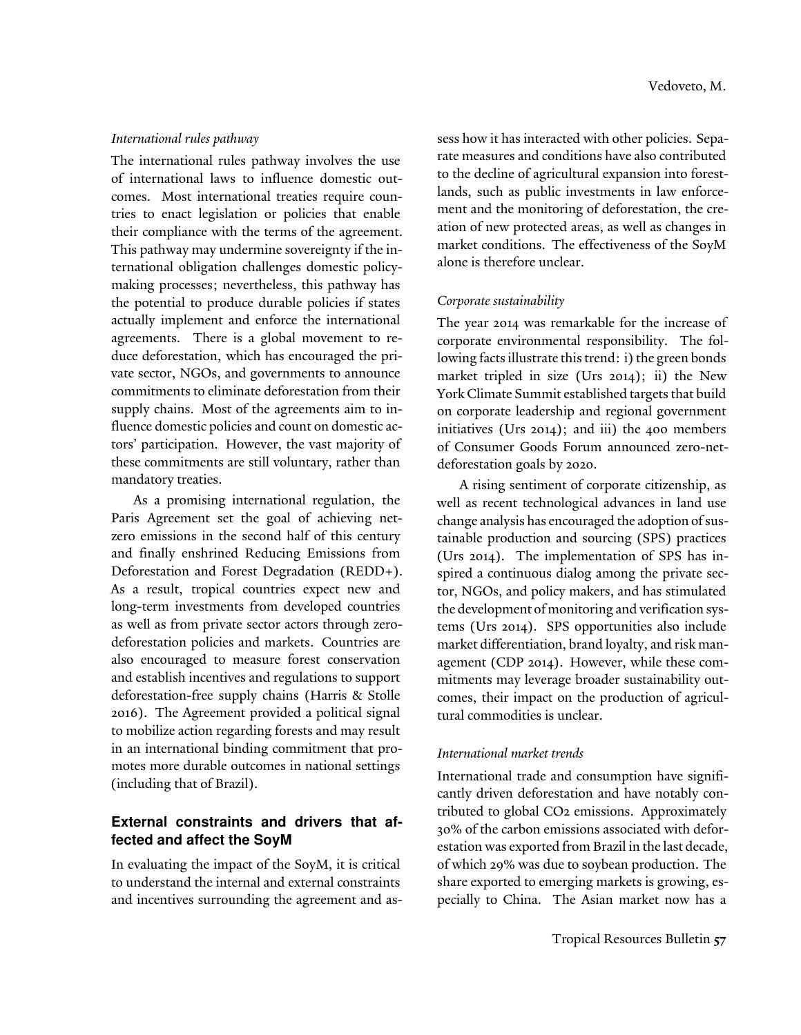*International rules pathway*

The international rules pathway involves the use of international laws to influence domestic outcomes. Most international treaties require countries to enact legislation or policies that enable their compliance with the terms of the agreement. This pathway may undermine sovereignty if the international obligation challenges domestic policymaking processes; nevertheless, this pathway has the potential to produce durable policies if states actually implement and enforce the international agreements. There is a global movement to reduce deforestation, which has encouraged the private sector, NGOs, and governments to announce commitments to eliminate deforestation from their supply chains. Most of the agreements aim to influence domestic policies and count on domestic actors' participation. However, the vast majority of these commitments are still voluntary, rather than mandatory treaties.

As a promising international regulation, the Paris Agreement set the goal of achieving net-zero emissions in the second half of this century and finally enshrined Reducing Emissions from Deforestation and Forest Degradation (REDD+). As a result, tropical countries expect new and long-term investments from developed countries as well as from private sector actors through zero-deforestation policies and markets. Countries are also encouraged to measure forest conservation and establish incentives and regulations to support deforestation-free supply chains (Harris & Stolle 2016). The Agreement provided a political signal to mobilize action regarding forests and may result in an international binding commitment that promotes more durable outcomes in national settings (including that of Brazil).

## External constraints and drivers that affected and affect the SoyM

In evaluating the impact of the SoyM, it is critical to understand the internal and external constraints and incentives surrounding the agreement and assess how it has interacted with other policies. Separate measures and conditions have also contributed to the decline of agricultural expansion into forestlands, such as public investments in law enforcement and the monitoring of deforestation, the creation of new protected areas, as well as changes in market conditions. The effectiveness of the SoyM alone is therefore unclear.

*Corporate sustainability*

The year 2014 was remarkable for the increase of corporate environmental responsibility. The following facts illustrate this trend: i) the green bonds market tripled in size (Urs 2014); ii) the New York Climate Summit established targets that build on corporate leadership and regional government initiatives (Urs 2014); and iii) the 400 members of Consumer Goods Forum announced zero-net-deforestation goals by 2020.

A rising sentiment of corporate citizenship, as well as recent technological advances in land use change analysis has encouraged the adoption of sustainable production and sourcing (SPS) practices (Urs 2014). The implementation of SPS has inspired a continuous dialog among the private sector, NGOs, and policy makers, and has stimulated the development of monitoring and verification systems (Urs 2014). SPS opportunities also include market differentiation, brand loyalty, and risk management (CDP 2014). However, while these commitments may leverage broader sustainability outcomes, their impact on the production of agricultural commodities is unclear.

*International market trends*

International trade and consumption have significantly driven deforestation and have notably contributed to global $CO_2$ emissions. Approximately 30% of the carbon emissions associated with deforestation was exported from Brazil in the last decade, of which 29% was due to soybean production. The share exported to emerging markets is growing, especially to China. The Asian market now has a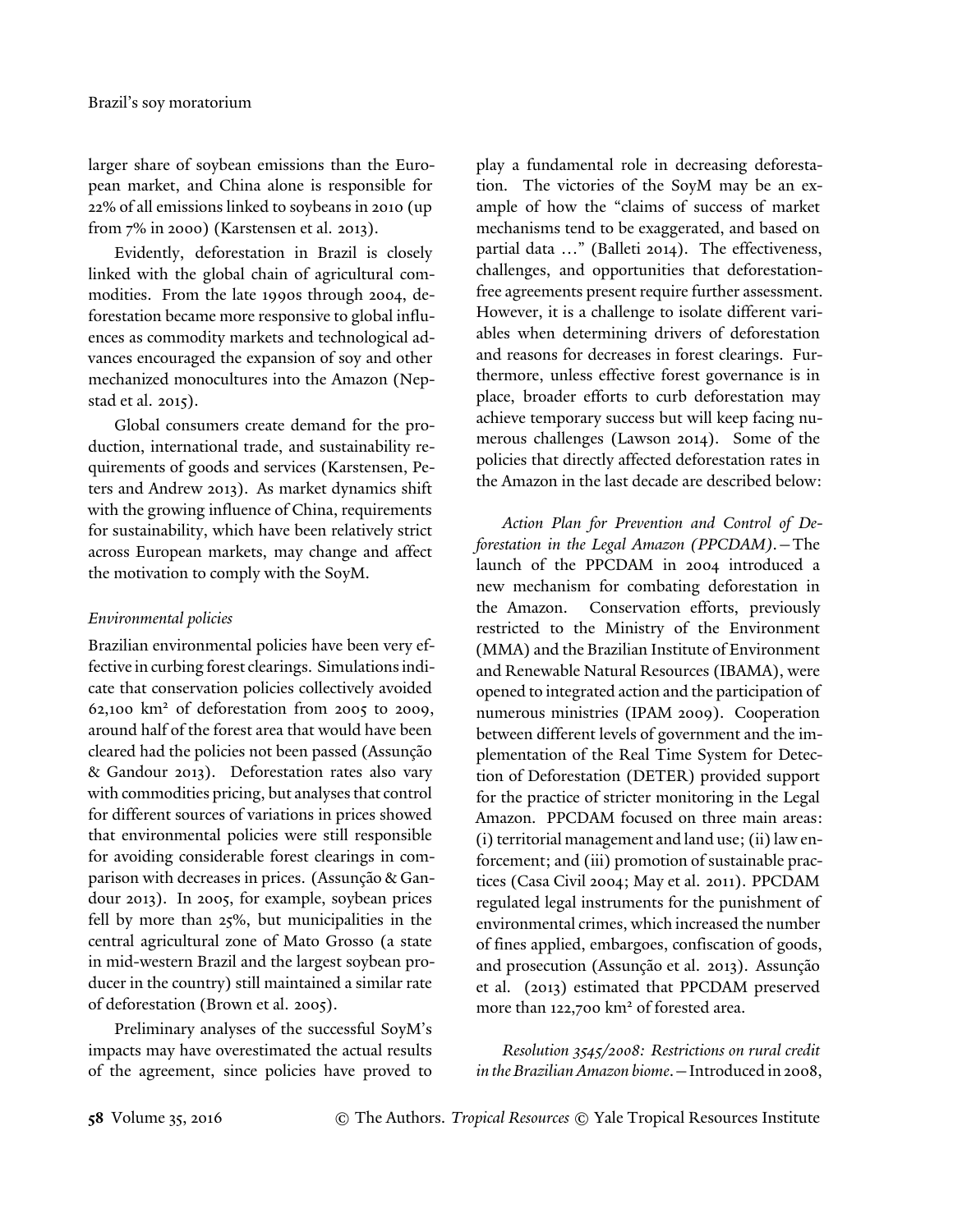larger share of soybean emissions than the European market, and China alone is responsible for 22% of all emissions linked to soybeans in 2010 (up from 7% in 2000) (Karstensen et al. 2013).

Evidently, deforestation in Brazil is closely linked with the global chain of agricultural commodities. From the late 1990s through 2004, deforestation became more responsive to global influences as commodity markets and technological advances encouraged the expansion of soy and other mechanized monocultures into the Amazon (Nepstad et al. 2015).

Global consumers create demand for the production, international trade, and sustainability requirements of goods and services (Karstensen, Peters and Andrew 2013). As market dynamics shift with the growing influence of China, requirements for sustainability, which have been relatively strict across European markets, may change and affect the motivation to comply with the SoyM.

### *Environmental policies*

Brazilian environmental policies have been very effective in curbing forest clearings. Simulations indicate that conservation policies collectively avoided 62,100 km² of deforestation from 2005 to 2009, around half of the forest area that would have been cleared had the policies not been passed (Assunção & Gandour 2013). Deforestation rates also vary with commodities pricing, but analyses that control for different sources of variations in prices showed that environmental policies were still responsible for avoiding considerable forest clearings in comparison with decreases in prices. (Assunção & Gandour 2013). In 2005, for example, soybean prices fell by more than 25%, but municipalities in the central agricultural zone of Mato Grosso (a state in mid-western Brazil and the largest soybean producer in the country) still maintained a similar rate of deforestation (Brown et al. 2005).

Preliminary analyses of the successful SoyM's impacts may have overestimated the actual results of the agreement, since policies have proved to play a fundamental role in decreasing deforestation. The victories of the SoyM may be an example of how the "claims of success of market mechanisms tend to be exaggerated, and based on partial data …" (Balleti 2014). The effectiveness, challenges, and opportunities that deforestation-free agreements present require further assessment. However, it is a challenge to isolate different variables when determining drivers of deforestation and reasons for decreases in forest clearings. Furthermore, unless effective forest governance is in place, broader efforts to curb deforestation may achieve temporary success but will keep facing numerous challenges (Lawson 2014). Some of the policies that directly affected deforestation rates in the Amazon in the last decade are described below:

*Action Plan for Prevention and Control of Deforestation in the Legal Amazon (PPCDAM).*—The launch of the PPCDAM in 2004 introduced a new mechanism for combating deforestation in the Amazon. Conservation efforts, previously restricted to the Ministry of the Environment (MMA) and the Brazilian Institute of Environment and Renewable Natural Resources (IBAMA), were opened to integrated action and the participation of numerous ministries (IPAM 2009). Cooperation between different levels of government and the implementation of the Real Time System for Detection of Deforestation (DETER) provided support for the practice of stricter monitoring in the Legal Amazon. PPCDAM focused on three main areas: (i) territorial management and land use; (ii) law enforcement; and (iii) promotion of sustainable practices (Casa Civil 2004; May et al. 2011). PPCDAM regulated legal instruments for the punishment of environmental crimes, which increased the number of fines applied, embargoes, confiscation of goods, and prosecution (Assunção et al. 2013). Assunção et al. (2013) estimated that PPCDAM preserved more than 122,700 km² of forested area.

*Resolution 3545/2008: Restrictions on rural credit in the Brazilian Amazon biome.*—Introduced in 2008,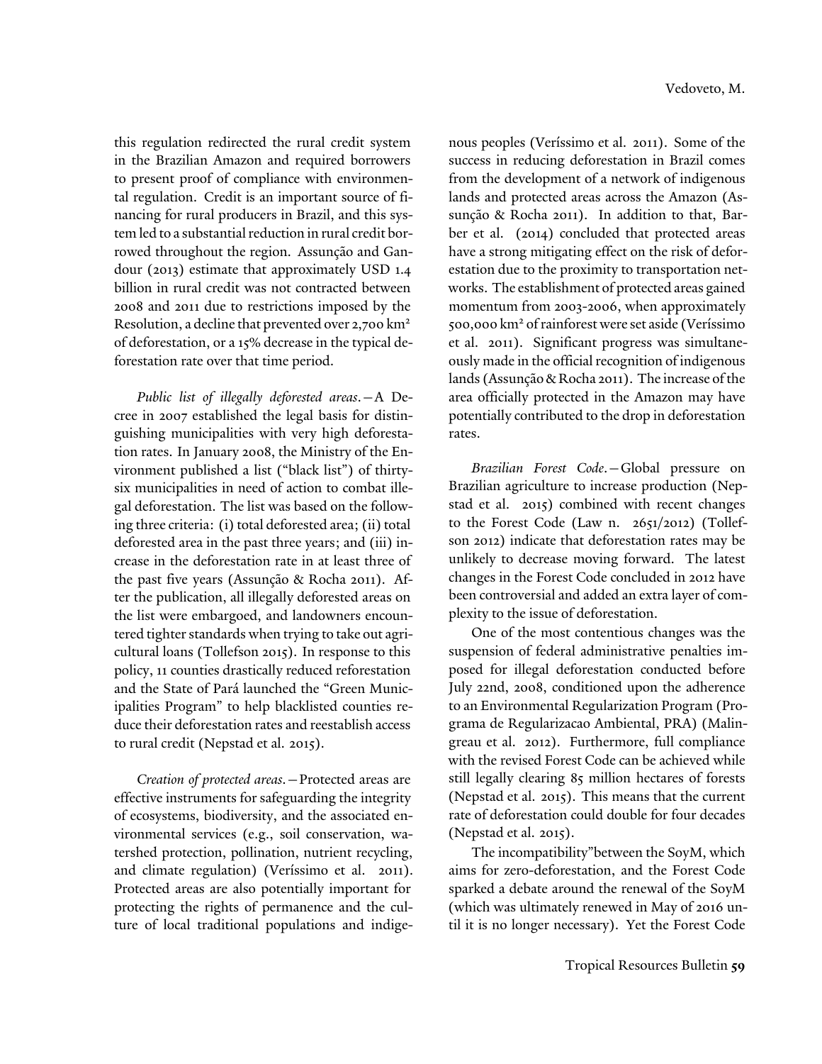this regulation redirected the rural credit system in the Brazilian Amazon and required borrowers to present proof of compliance with environmental regulation. Credit is an important source of financing for rural producers in Brazil, and this system led to a substantial reduction in rural credit borrowed throughout the region. Assunção and Gandour (2013) estimate that approximately USD 1.4 billion in rural credit was not contracted between 2008 and 2011 due to restrictions imposed by the Resolution, a decline that prevented over 2,700 km² of deforestation, or a 15% decrease in the typical deforestation rate over that time period.

*Public list of illegally deforested areas.*—A Decree in 2007 established the legal basis for distinguishing municipalities with very high deforestation rates. In January 2008, the Ministry of the Environment published a list ("black list") of thirty-six municipalities in need of action to combat illegal deforestation. The list was based on the following three criteria: (i) total deforested area; (ii) total deforested area in the past three years; and (iii) increase in the deforestation rate in at least three of the past five years (Assunção & Rocha 2011). After the publication, all illegally deforested areas on the list were embargoed, and landowners encountered tighter standards when trying to take out agricultural loans (Tollefson 2015). In response to this policy, 11 counties drastically reduced reforestation and the State of Pará launched the "Green Municipalities Program" to help blacklisted counties reduce their deforestation rates and reestablish access to rural credit (Nepstad et al. 2015).

*Creation of protected areas.*—Protected areas are effective instruments for safeguarding the integrity of ecosystems, biodiversity, and the associated environmental services (e.g., soil conservation, watershed protection, pollination, nutrient recycling, and climate regulation) (Veríssimo et al. 2011). Protected areas are also potentially important for protecting the rights of permanence and the culture of local traditional populations and indigenous peoples (Veríssimo et al. 2011). Some of the success in reducing deforestation in Brazil comes from the development of a network of indigenous lands and protected areas across the Amazon (Assunção & Rocha 2011). In addition to that, Barber et al. (2014) concluded that protected areas have a strong mitigating effect on the risk of deforestation due to the proximity to transportation networks. The establishment of protected areas gained momentum from 2003-2006, when approximately 500,000 km² of rainforest were set aside (Veríssimo et al. 2011). Significant progress was simultaneously made in the official recognition of indigenous lands (Assunção & Rocha 2011). The increase of the area officially protected in the Amazon may have potentially contributed to the drop in deforestation rates.

*Brazilian Forest Code.*—Global pressure on Brazilian agriculture to increase production (Nepstad et al. 2015) combined with recent changes to the Forest Code (Law n. 2651/2012) (Tollefson 2012) indicate that deforestation rates may be unlikely to decrease moving forward. The latest changes in the Forest Code concluded in 2012 have been controversial and added an extra layer of complexity to the issue of deforestation.

One of the most contentious changes was the suspension of federal administrative penalties imposed for illegal deforestation conducted before July 22nd, 2008, conditioned upon the adherence to an Environmental Regularization Program (Programa de Regularizacao Ambiental, PRA) (Malingreau et al. 2012). Furthermore, full compliance with the revised Forest Code can be achieved while still legally clearing 85 million hectares of forests (Nepstad et al. 2015). This means that the current rate of deforestation could double for four decades (Nepstad et al. 2015).

The incompatibility"between the SoyM, which aims for zero-deforestation, and the Forest Code sparked a debate around the renewal of the SoyM (which was ultimately renewed in May of 2016 until it is no longer necessary). Yet the Forest Code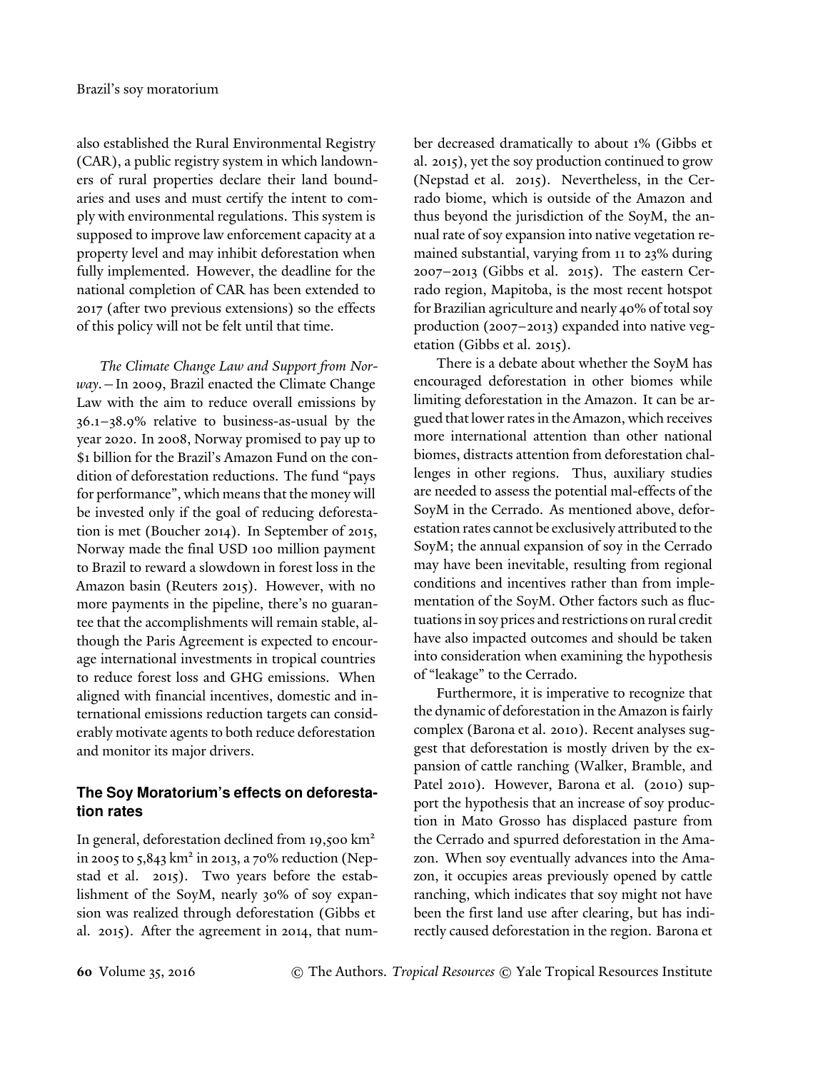also established the Rural Environmental Registry (CAR), a public registry system in which landowners of rural properties declare their land boundaries and uses and must certify the intent to comply with environmental regulations. This system is supposed to improve law enforcement capacity at a property level and may inhibit deforestation when fully implemented. However, the deadline for the national completion of CAR has been extended to 2017 (after two previous extensions) so the effects of this policy will not be felt until that time.

*The Climate Change Law and Support from Norway.*—In 2009, Brazil enacted the Climate Change Law with the aim to reduce overall emissions by 36.1–38.9% relative to business-as-usual by the year 2020. In 2008, Norway promised to pay up to $1 billion for the Brazil's Amazon Fund on the condition of deforestation reductions. The fund "pays for performance", which means that the money will be invested only if the goal of reducing deforestation is met (Boucher 2014). In September of 2015, Norway made the final USD 100 million payment to Brazil to reward a slowdown in forest loss in the Amazon basin (Reuters 2015). However, with no more payments in the pipeline, there's no guarantee that the accomplishments will remain stable, although the Paris Agreement is expected to encourage international investments in tropical countries to reduce forest loss and GHG emissions. When aligned with financial incentives, domestic and international emissions reduction targets can considerably motivate agents to both reduce deforestation and monitor its major drivers.

## The Soy Moratorium's effects on deforestation rates

In general, deforestation declined from 19,500 km$^2$ in 2005 to 5,843 km$^2$ in 2013, a 70% reduction (Nepstad et al. 2015). Two years before the establishment of the SoyM, nearly 30% of soy expansion was realized through deforestation (Gibbs et al. 2015). After the agreement in 2014, that number decreased dramatically to about 1% (Gibbs et al. 2015), yet the soy production continued to grow (Nepstad et al. 2015). Nevertheless, in the Cerrado biome, which is outside of the Amazon and thus beyond the jurisdiction of the SoyM, the annual rate of soy expansion into native vegetation remained substantial, varying from 11 to 23% during 2007–2013 (Gibbs et al. 2015). The eastern Cerrado region, Mapitoba, is the most recent hotspot for Brazilian agriculture and nearly 40% of total soy production (2007–2013) expanded into native vegetation (Gibbs et al. 2015).

There is a debate about whether the SoyM has encouraged deforestation in other biomes while limiting deforestation in the Amazon. It can be argued that lower rates in the Amazon, which receives more international attention than other national biomes, distracts attention from deforestation challenges in other regions. Thus, auxiliary studies are needed to assess the potential mal-effects of the SoyM in the Cerrado. As mentioned above, deforestation rates cannot be exclusively attributed to the SoyM; the annual expansion of soy in the Cerrado may have been inevitable, resulting from regional conditions and incentives rather than from implementation of the SoyM. Other factors such as fluctuations in soy prices and restrictions on rural credit have also impacted outcomes and should be taken into consideration when examining the hypothesis of "leakage" to the Cerrado.

Furthermore, it is imperative to recognize that the dynamic of deforestation in the Amazon is fairly complex (Barona et al. 2010). Recent analyses suggest that deforestation is mostly driven by the expansion of cattle ranching (Walker, Bramble, and Patel 2010). However, Barona et al. (2010) support the hypothesis that an increase of soy production in Mato Grosso has displaced pasture from the Cerrado and spurred deforestation in the Amazon. When soy eventually advances into the Amazon, it occupies areas previously opened by cattle ranching, which indicates that soy might not have been the first land use after clearing, but has indirectly caused deforestation in the region. Barona et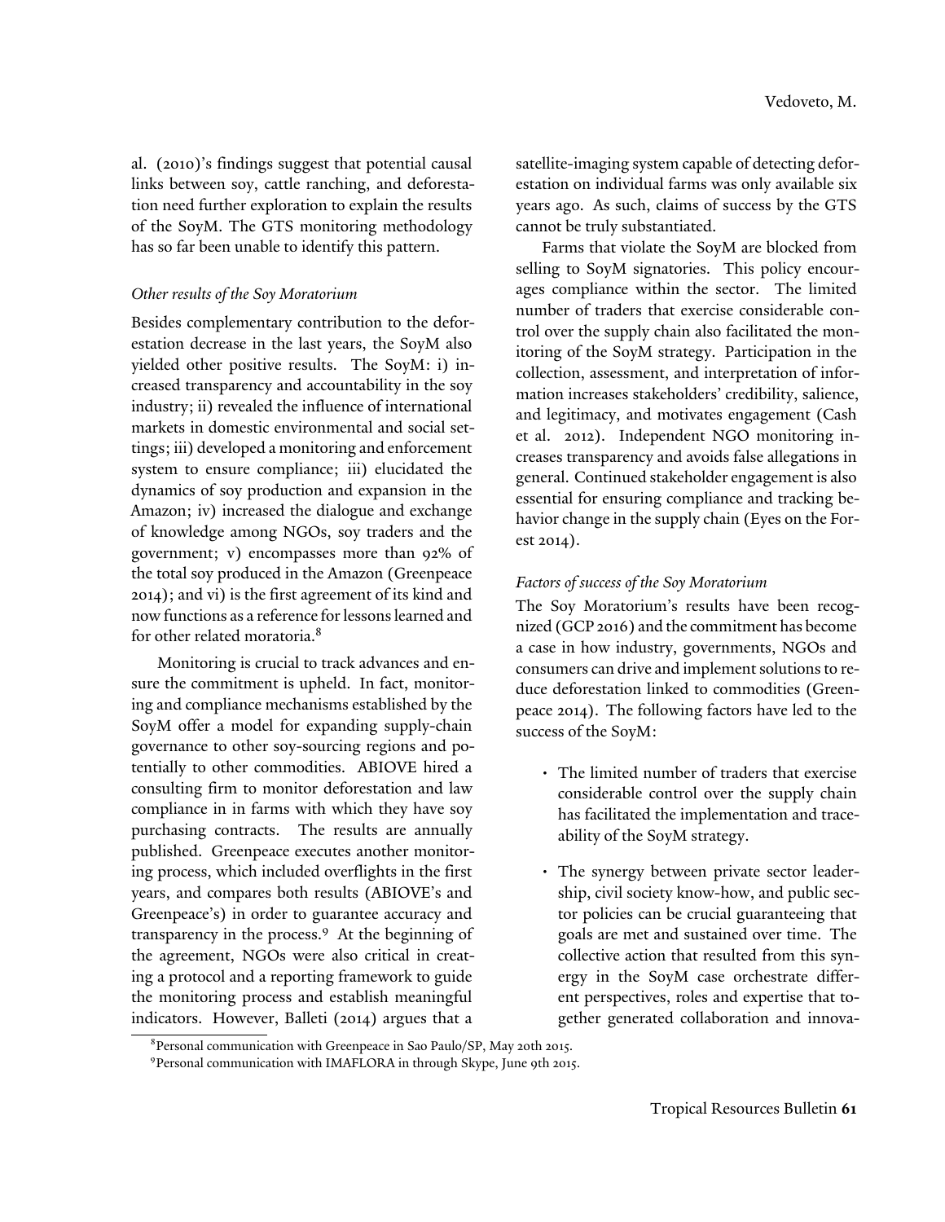al. (2010)'s findings suggest that potential causal links between soy, cattle ranching, and deforestation need further exploration to explain the results of the SoyM. The GTS monitoring methodology has so far been unable to identify this pattern.

### *Other results of the Soy Moratorium*

Besides complementary contribution to the deforestation decrease in the last years, the SoyM also yielded other positive results. The SoyM: i) increased transparency and accountability in the soy industry; ii) revealed the influence of international markets in domestic environmental and social settings; iii) developed a monitoring and enforcement system to ensure compliance; iii) elucidated the dynamics of soy production and expansion in the Amazon; iv) increased the dialogue and exchange of knowledge among NGOs, soy traders and the government; v) encompasses more than 92% of the total soy produced in the Amazon (Greenpeace 2014); and vi) is the first agreement of its kind and now functions as a reference for lessons learned and for other related moratoria.[8]

Monitoring is crucial to track advances and ensure the commitment is upheld. In fact, monitoring and compliance mechanisms established by the SoyM offer a model for expanding supply-chain governance to other soy-sourcing regions and potentially to other commodities. ABIOVE hired a consulting firm to monitor deforestation and law compliance in in farms with which they have soy purchasing contracts. The results are annually published. Greenpeace executes another monitoring process, which included overflights in the first years, and compares both results (ABIOVE's and Greenpeace's) in order to guarantee accuracy and transparency in the process.[9] At the beginning of the agreement, NGOs were also critical in creating a protocol and a reporting framework to guide the monitoring process and establish meaningful indicators. However, Balleti (2014) argues that a satellite-imaging system capable of detecting deforestation on individual farms was only available six years ago. As such, claims of success by the GTS cannot be truly substantiated.

Farms that violate the SoyM are blocked from selling to SoyM signatories. This policy encourages compliance within the sector. The limited number of traders that exercise considerable control over the supply chain also facilitated the monitoring of the SoyM strategy. Participation in the collection, assessment, and interpretation of information increases stakeholders' credibility, salience, and legitimacy, and motivates engagement (Cash et al. 2012). Independent NGO monitoring increases transparency and avoids false allegations in general. Continued stakeholder engagement is also essential for ensuring compliance and tracking behavior change in the supply chain (Eyes on the Forest 2014).

### *Factors of success of the Soy Moratorium*

The Soy Moratorium's results have been recognized (GCP 2016) and the commitment has become a case in how industry, governments, NGOs and consumers can drive and implement solutions to reduce deforestation linked to commodities (Greenpeace 2014). The following factors have led to the success of the SoyM:

- The limited number of traders that exercise considerable control over the supply chain has facilitated the implementation and traceability of the SoyM strategy.
- The synergy between private sector leadership, civil society know-how, and public sector policies can be crucial guaranteeing that goals are met and sustained over time. The collective action that resulted from this synergy in the SoyM case orchestrate different perspectives, roles and expertise that together generated collaboration and innova-

[8] Personal communication with Greenpeace in Sao Paulo/SP, May 20th 2015.

[9] Personal communication with IMAFLORA in through Skype, June 9th 2015.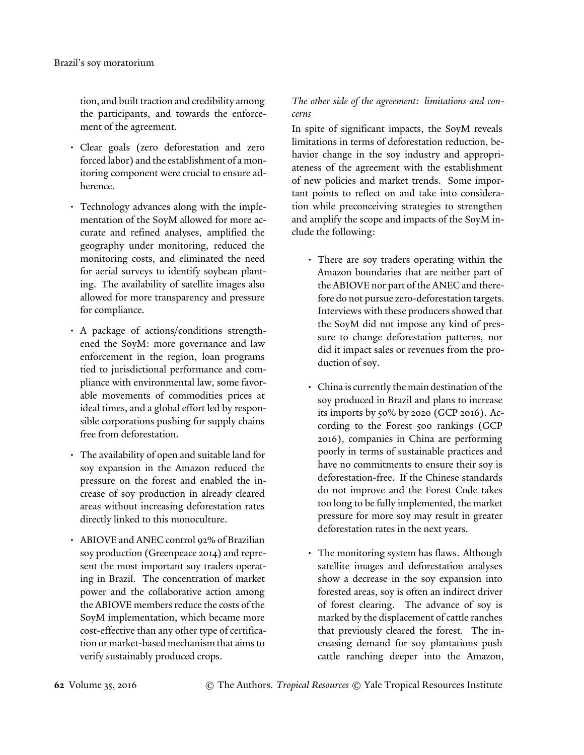tion, and built traction and credibility among the participants, and towards the enforcement of the agreement.

- Clear goals (zero deforestation and zero forced labor) and the establishment of a monitoring component were crucial to ensure adherence.
- Technology advances along with the implementation of the SoyM allowed for more accurate and refined analyses, amplified the geography under monitoring, reduced the monitoring costs, and eliminated the need for aerial surveys to identify soybean planting. The availability of satellite images also allowed for more transparency and pressure for compliance.
- A package of actions/conditions strengthened the SoyM: more governance and law enforcement in the region, loan programs tied to jurisdictional performance and compliance with environmental law, some favorable movements of commodities prices at ideal times, and a global effort led by responsible corporations pushing for supply chains free from deforestation.
- The availability of open and suitable land for soy expansion in the Amazon reduced the pressure on the forest and enabled the increase of soy production in already cleared areas without increasing deforestation rates directly linked to this monoculture.
- ABIOVE and ANEC control 92% of Brazilian soy production (Greenpeace 2014) and represent the most important soy traders operating in Brazil. The concentration of market power and the collaborative action among the ABIOVE members reduce the costs of the SoyM implementation, which became more cost-effective than any other type of certification or market-based mechanism that aims to verify sustainably produced crops.

*The other side of the agreement: limitations and concerns*

In spite of significant impacts, the SoyM reveals limitations in terms of deforestation reduction, behavior change in the soy industry and appropriateness of the agreement with the establishment of new policies and market trends. Some important points to reflect on and take into consideration while preconceiving strategies to strengthen and amplify the scope and impacts of the SoyM include the following:

- There are soy traders operating within the Amazon boundaries that are neither part of the ABIOVE nor part of the ANEC and therefore do not pursue zero-deforestation targets. Interviews with these producers showed that the SoyM did not impose any kind of pressure to change deforestation patterns, nor did it impact sales or revenues from the production of soy.
- China is currently the main destination of the soy produced in Brazil and plans to increase its imports by 50% by 2020 (GCP 2016). According to the Forest 500 rankings (GCP 2016), companies in China are performing poorly in terms of sustainable practices and have no commitments to ensure their soy is deforestation-free. If the Chinese standards do not improve and the Forest Code takes too long to be fully implemented, the market pressure for more soy may result in greater deforestation rates in the next years.
- The monitoring system has flaws. Although satellite images and deforestation analyses show a decrease in the soy expansion into forested areas, soy is often an indirect driver of forest clearing. The advance of soy is marked by the displacement of cattle ranches that previously cleared the forest. The increasing demand for soy plantations push cattle ranching deeper into the Amazon,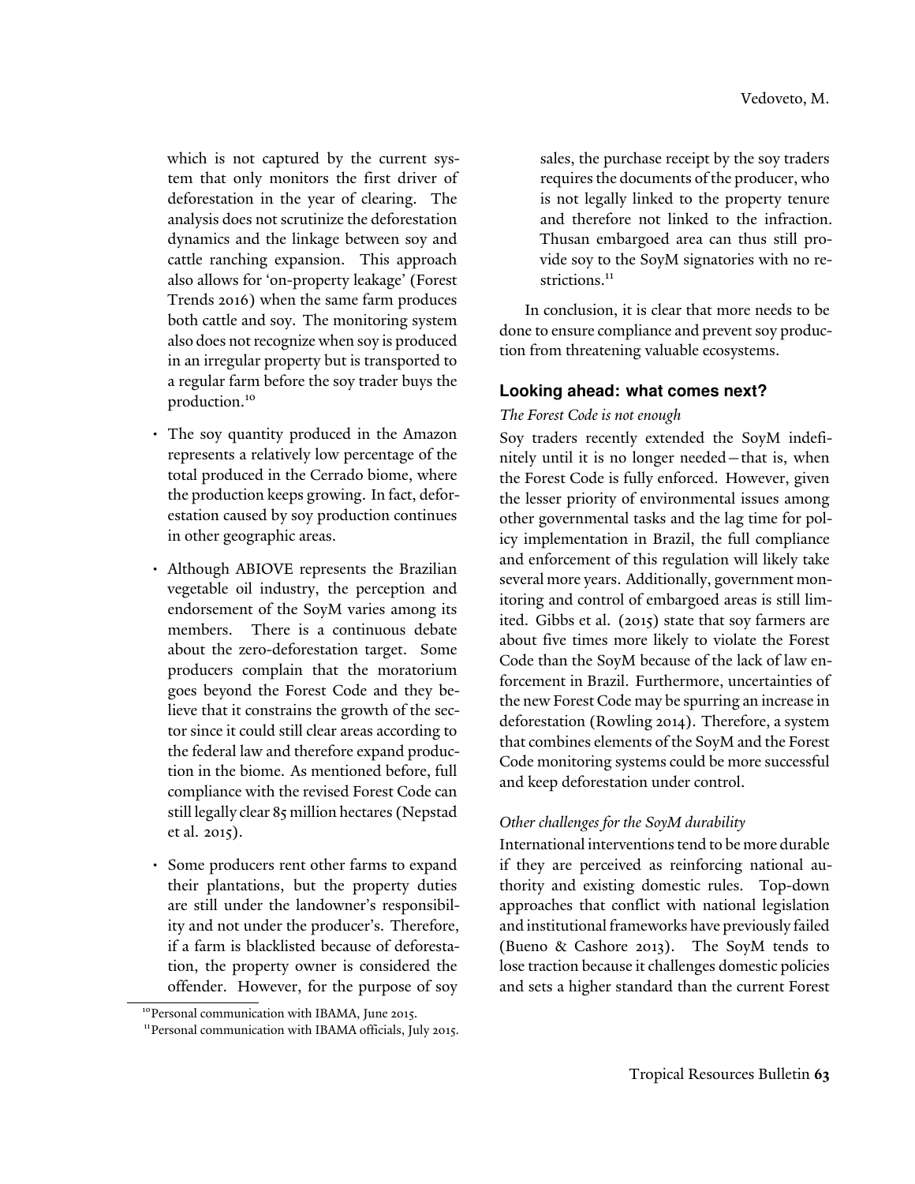which is not captured by the current system that only monitors the first driver of deforestation in the year of clearing. The analysis does not scrutinize the deforestation dynamics and the linkage between soy and cattle ranching expansion. This approach also allows for 'on-property leakage' (Forest Trends 2016) when the same farm produces both cattle and soy. The monitoring system also does not recognize when soy is produced in an irregular property but is transported to a regular farm before the soy trader buys the production.[10]

- The soy quantity produced in the Amazon represents a relatively low percentage of the total produced in the Cerrado biome, where the production keeps growing. In fact, deforestation caused by soy production continues in other geographic areas.

- Although ABIOVE represents the Brazilian vegetable oil industry, the perception and endorsement of the SoyM varies among its members. There is a continuous debate about the zero-deforestation target. Some producers complain that the moratorium goes beyond the Forest Code and they believe that it constrains the growth of the sector since it could still clear areas according to the federal law and therefore expand production in the biome. As mentioned before, full compliance with the revised Forest Code can still legally clear 85 million hectares (Nepstad et al. 2015).

- Some producers rent other farms to expand their plantations, but the property duties are still under the landowner's responsibility and not under the producer's. Therefore, if a farm is blacklisted because of deforestation, the property owner is considered the offender. However, for the purpose of soy sales, the purchase receipt by the soy traders requires the documents of the producer, who is not legally linked to the property tenure and therefore not linked to the infraction. Thusan embargoed area can thus still provide soy to the SoyM signatories with no restrictions.[11]

In conclusion, it is clear that more needs to be done to ensure compliance and prevent soy production from threatening valuable ecosystems.

## Looking ahead: what comes next?

*The Forest Code is not enough*

Soy traders recently extended the SoyM indefinitely until it is no longer needed—that is, when the Forest Code is fully enforced. However, given the lesser priority of environmental issues among other governmental tasks and the lag time for policy implementation in Brazil, the full compliance and enforcement of this regulation will likely take several more years. Additionally, government monitoring and control of embargoed areas is still limited. Gibbs et al. (2015) state that soy farmers are about five times more likely to violate the Forest Code than the SoyM because of the lack of law enforcement in Brazil. Furthermore, uncertainties of the new Forest Code may be spurring an increase in deforestation (Rowling 2014). Therefore, a system that combines elements of the SoyM and the Forest Code monitoring systems could be more successful and keep deforestation under control.

*Other challenges for the SoyM durability*

International interventions tend to be more durable if they are perceived as reinforcing national authority and existing domestic rules. Top-down approaches that conflict with national legislation and institutional frameworks have previously failed (Bueno & Cashore 2013). The SoyM tends to lose traction because it challenges domestic policies and sets a higher standard than the current Forest

[10] Personal communication with IBAMA, June 2015.

[11] Personal communication with IBAMA officials, July 2015.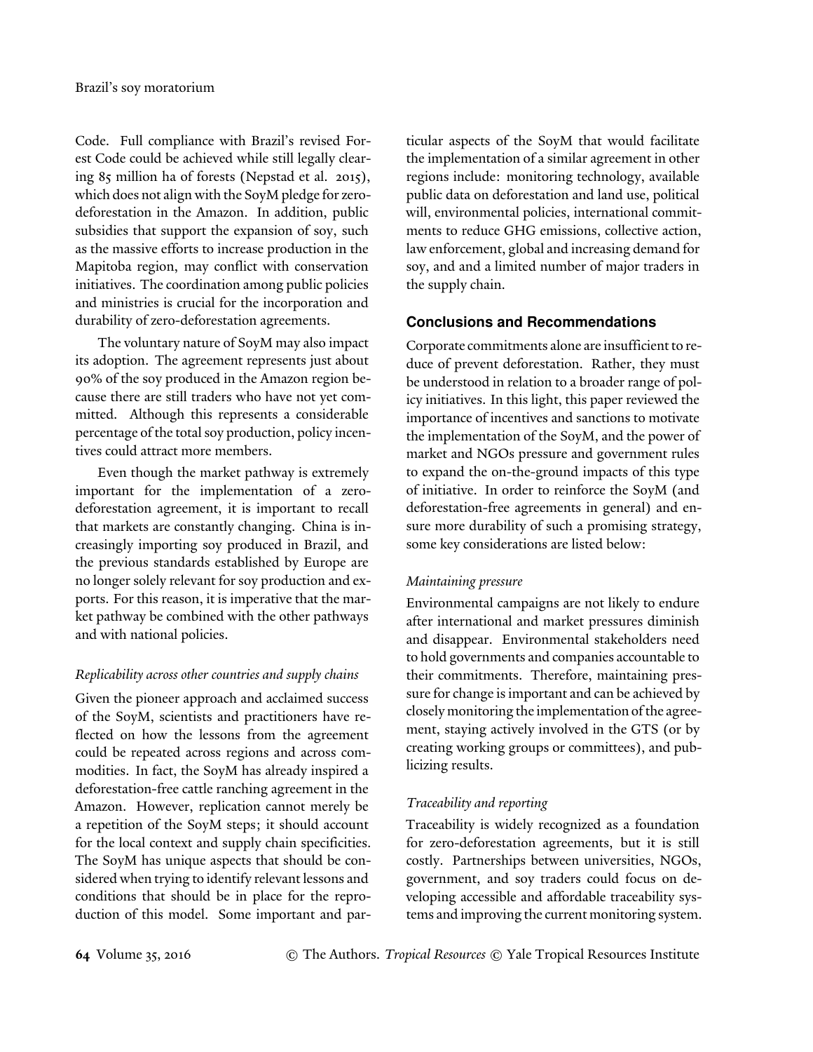Code. Full compliance with Brazil's revised Forest Code could be achieved while still legally clearing 85 million ha of forests (Nepstad et al. 2015), which does not align with the SoyM pledge for zero-deforestation in the Amazon. In addition, public subsidies that support the expansion of soy, such as the massive efforts to increase production in the Mapitoba region, may conflict with conservation initiatives. The coordination among public policies and ministries is crucial for the incorporation and durability of zero-deforestation agreements.

The voluntary nature of SoyM may also impact its adoption. The agreement represents just about 90% of the soy produced in the Amazon region because there are still traders who have not yet committed. Although this represents a considerable percentage of the total soy production, policy incentives could attract more members.

Even though the market pathway is extremely important for the implementation of a zero-deforestation agreement, it is important to recall that markets are constantly changing. China is increasingly importing soy produced in Brazil, and the previous standards established by Europe are no longer solely relevant for soy production and exports. For this reason, it is imperative that the market pathway be combined with the other pathways and with national policies.

*Replicability across other countries and supply chains*

Given the pioneer approach and acclaimed success of the SoyM, scientists and practitioners have reflected on how the lessons from the agreement could be repeated across regions and across commodities. In fact, the SoyM has already inspired a deforestation-free cattle ranching agreement in the Amazon. However, replication cannot merely be a repetition of the SoyM steps; it should account for the local context and supply chain specificities. The SoyM has unique aspects that should be considered when trying to identify relevant lessons and conditions that should be in place for the reproduction of this model. Some important and particular aspects of the SoyM that would facilitate the implementation of a similar agreement in other regions include: monitoring technology, available public data on deforestation and land use, political will, environmental policies, international commitments to reduce GHG emissions, collective action, law enforcement, global and increasing demand for soy, and and a limited number of major traders in the supply chain.

## Conclusions and Recommendations

Corporate commitments alone are insufficient to reduce of prevent deforestation. Rather, they must be understood in relation to a broader range of policy initiatives. In this light, this paper reviewed the importance of incentives and sanctions to motivate the implementation of the SoyM, and the power of market and NGOs pressure and government rules to expand the on-the-ground impacts of this type of initiative. In order to reinforce the SoyM (and deforestation-free agreements in general) and ensure more durability of such a promising strategy, some key considerations are listed below:

*Maintaining pressure*

Environmental campaigns are not likely to endure after international and market pressures diminish and disappear. Environmental stakeholders need to hold governments and companies accountable to their commitments. Therefore, maintaining pressure for change is important and can be achieved by closely monitoring the implementation of the agreement, staying actively involved in the GTS (or by creating working groups or committees), and publicizing results.

*Traceability and reporting*

Traceability is widely recognized as a foundation for zero-deforestation agreements, but it is still costly. Partnerships between universities, NGOs, government, and soy traders could focus on developing accessible and affordable traceability systems and improving the current monitoring system.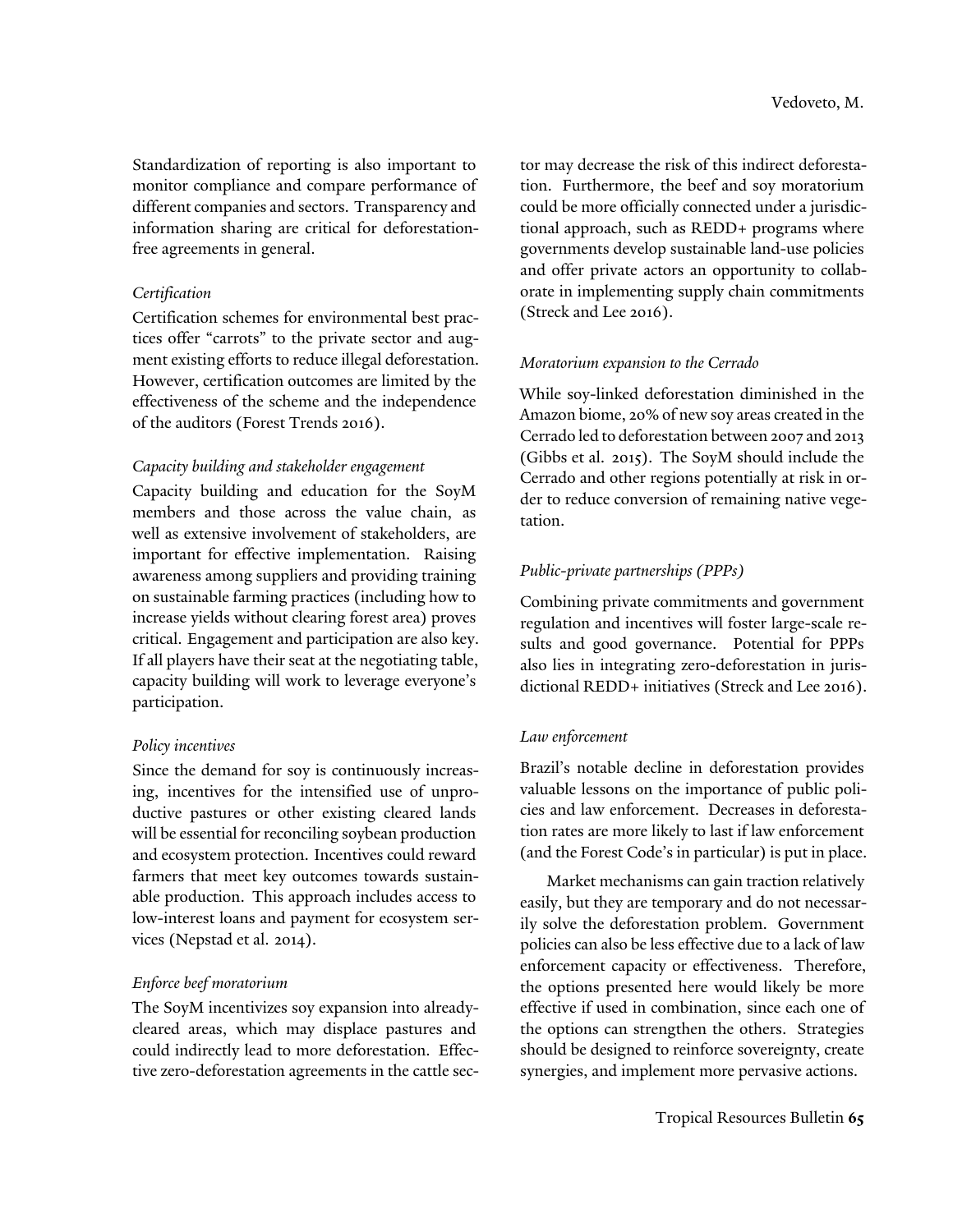Standardization of reporting is also important to monitor compliance and compare performance of different companies and sectors. Transparency and information sharing are critical for deforestation-free agreements in general.

*Certification*

Certification schemes for environmental best practices offer "carrots" to the private sector and augment existing efforts to reduce illegal deforestation. However, certification outcomes are limited by the effectiveness of the scheme and the independence of the auditors (Forest Trends 2016).

*Capacity building and stakeholder engagement*

Capacity building and education for the SoyM members and those across the value chain, as well as extensive involvement of stakeholders, are important for effective implementation. Raising awareness among suppliers and providing training on sustainable farming practices (including how to increase yields without clearing forest area) proves critical. Engagement and participation are also key. If all players have their seat at the negotiating table, capacity building will work to leverage everyone's participation.

*Policy incentives*

Since the demand for soy is continuously increasing, incentives for the intensified use of unproductive pastures or other existing cleared lands will be essential for reconciling soybean production and ecosystem protection. Incentives could reward farmers that meet key outcomes towards sustainable production. This approach includes access to low-interest loans and payment for ecosystem services (Nepstad et al. 2014).

*Enforce beef moratorium*

The SoyM incentivizes soy expansion into already-cleared areas, which may displace pastures and could indirectly lead to more deforestation. Effective zero-deforestation agreements in the cattle sector may decrease the risk of this indirect deforestation. Furthermore, the beef and soy moratorium could be more officially connected under a jurisdictional approach, such as REDD+ programs where governments develop sustainable land-use policies and offer private actors an opportunity to collaborate in implementing supply chain commitments (Streck and Lee 2016).

*Moratorium expansion to the Cerrado*

While soy-linked deforestation diminished in the Amazon biome, 20% of new soy areas created in the Cerrado led to deforestation between 2007 and 2013 (Gibbs et al. 2015). The SoyM should include the Cerrado and other regions potentially at risk in order to reduce conversion of remaining native vegetation.

*Public-private partnerships (PPPs)*

Combining private commitments and government regulation and incentives will foster large-scale results and good governance. Potential for PPPs also lies in integrating zero-deforestation in jurisdictional REDD+ initiatives (Streck and Lee 2016).

*Law enforcement*

Brazil's notable decline in deforestation provides valuable lessons on the importance of public policies and law enforcement. Decreases in deforestation rates are more likely to last if law enforcement (and the Forest Code's in particular) is put in place.

Market mechanisms can gain traction relatively easily, but they are temporary and do not necessarily solve the deforestation problem. Government policies can also be less effective due to a lack of law enforcement capacity or effectiveness. Therefore, the options presented here would likely be more effective if used in combination, since each one of the options can strengthen the others. Strategies should be designed to reinforce sovereignty, create synergies, and implement more pervasive actions.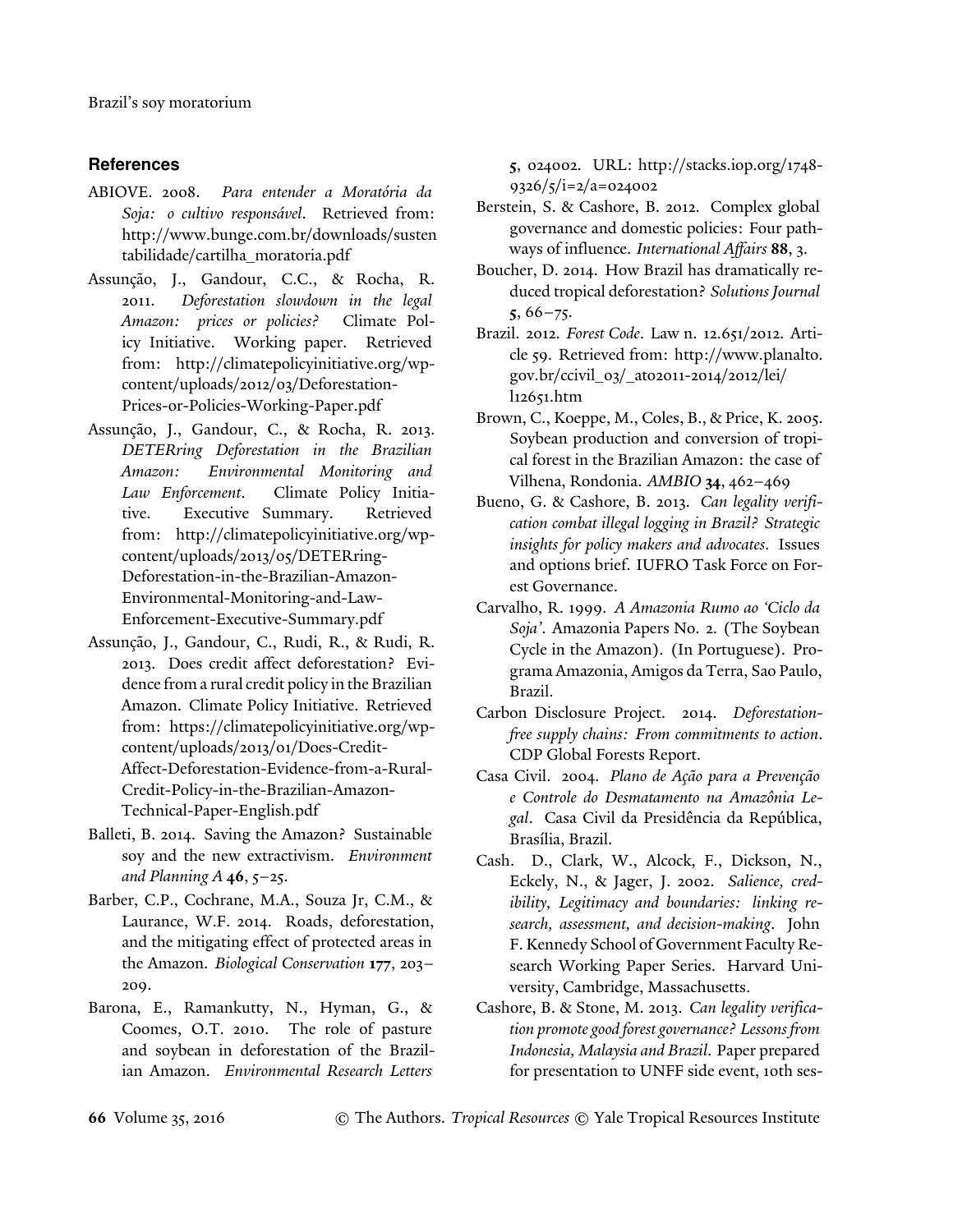## References

ABIOVE. 2008. *Para entender a Moratória da Soja: o cultivo responsável*. Retrieved from: http://www.bunge.com.br/downloads/sustentabilidade/cartilha_moratoria.pdf

Assunção, J., Gandour, C.C., & Rocha, R. 2011. *Deforestation slowdown in the legal Amazon: prices or policies?* Climate Policy Initiative. Working paper. Retrieved from: http://climatepolicyinitiative.org/wp-content/uploads/2012/03/Deforestation-Prices-or-Policies-Working-Paper.pdf

Assunção, J., Gandour, C., & Rocha, R. 2013. *DETERring Deforestation in the Brazilian Amazon: Environmental Monitoring and Law Enforcement*. Climate Policy Initiative. Executive Summary. Retrieved from: http://climatepolicyinitiative.org/wp-content/uploads/2013/05/DETERring-Deforestation-in-the-Brazilian-Amazon-Environmental-Monitoring-and-Law-Enforcement-Executive-Summary.pdf

Assunção, J., Gandour, C., Rudi, R., & Rudi, R. 2013. Does credit affect deforestation? Evidence from a rural credit policy in the Brazilian Amazon. Climate Policy Initiative. Retrieved from: https://climatepolicyinitiative.org/wp-content/uploads/2013/01/Does-Credit-Affect-Deforestation-Evidence-from-a-Rural-Credit-Policy-in-the-Brazilian-Amazon-Technical-Paper-English.pdf

Balleti, B. 2014. Saving the Amazon? Sustainable soy and the new extractivism. *Environment and Planning A* **46**, 5–25.

Barber, C.P., Cochrane, M.A., Souza Jr, C.M., & Laurance, W.F. 2014. Roads, deforestation, and the mitigating effect of protected areas in the Amazon. *Biological Conservation* **177**, 203–209.

Barona, E., Ramankutty, N., Hyman, G., & Coomes, O.T. 2010. The role of pasture and soybean in deforestation of the Brazilian Amazon. *Environmental Research Letters* **5**, 024002. URL: http://stacks.iop.org/1748-9326/5/i=2/a=024002

Berstein, S. & Cashore, B. 2012. Complex global governance and domestic policies: Four pathways of influence. *International Affairs* **88**, 3.

Boucher, D. 2014. How Brazil has dramatically reduced tropical deforestation? *Solutions Journal* **5**, 66–75.

Brazil. 2012. *Forest Code*. Law n. 12.651/2012. Article 59. Retrieved from: http://www.planalto.gov.br/ccivil_03/_ato2011-2014/2012/lei/l12651.htm

Brown, C., Koeppe, M., Coles, B., & Price, K. 2005. Soybean production and conversion of tropical forest in the Brazilian Amazon: the case of Vilhena, Rondonia. *AMBIO* **34**, 462–469

Bueno, G. & Cashore, B. 2013. *Can legality verification combat illegal logging in Brazil? Strategic insights for policy makers and advocates*. Issues and options brief. IUFRO Task Force on Forest Governance.

Carvalho, R. 1999. *A Amazonia Rumo ao 'Ciclo da Soja'*. Amazonia Papers No. 2. (The Soybean Cycle in the Amazon). (In Portuguese). Programa Amazonia, Amigos da Terra, Sao Paulo, Brazil.

Carbon Disclosure Project. 2014. *Deforestation-free supply chains: From commitments to action*. CDP Global Forests Report.

Casa Civil. 2004. *Plano de Ação para a Prevenção e Controle do Desmatamento na Amazônia Legal*. Casa Civil da Presidência da República, Brasília, Brazil.

Cash. D., Clark, W., Alcock, F., Dickson, N., Eckely, N., & Jager, J. 2002. *Salience, credibility, Legitimacy and boundaries: linking research, assessment, and decision-making*. John F. Kennedy School of Government Faculty Research Working Paper Series. Harvard University, Cambridge, Massachusetts.

Cashore, B. & Stone, M. 2013. *Can legality verification promote good forest governance? Lessons from Indonesia, Malaysia and Brazil*. Paper prepared for presentation to UNFF side event, 10th ses-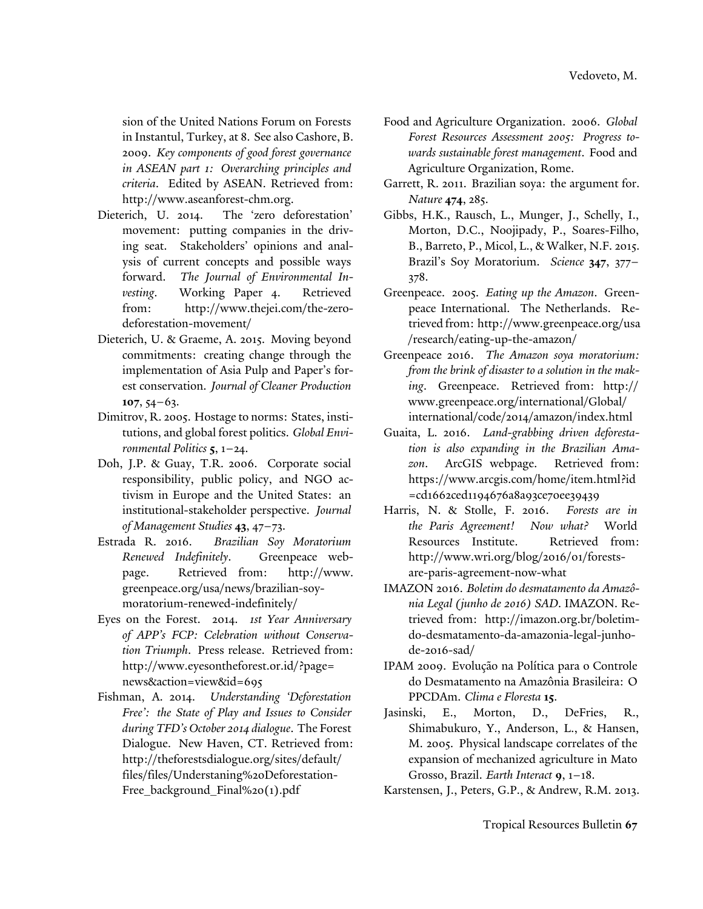sion of the United Nations Forum on Forests in Instantul, Turkey, at 8. See also Cashore, B. 2009. *Key components of good forest governance in ASEAN part 1: Overarching principles and criteria*. Edited by ASEAN. Retrieved from: http://www.aseanforest-chm.org.

Dieterich, U. 2014. The 'zero deforestation' movement: putting companies in the driving seat. Stakeholders' opinions and analysis of current concepts and possible ways forward. *The Journal of Environmental Investing*. Working Paper 4. Retrieved from: http://www.thejei.com/the-zero-deforestation-movement/

Dieterich, U. & Graeme, A. 2015. Moving beyond commitments: creating change through the implementation of Asia Pulp and Paper's forest conservation. *Journal of Cleaner Production* **107**, 54–63.

Dimitrov, R. 2005. Hostage to norms: States, institutions, and global forest politics. *Global Environmental Politics* **5**, 1–24.

Doh, J.P. & Guay, T.R. 2006. Corporate social responsibility, public policy, and NGO activism in Europe and the United States: an institutional-stakeholder perspective. *Journal of Management Studies* **43**, 47–73.

Estrada R. 2016. *Brazilian Soy Moratorium Renewed Indefinitely*. Greenpeace webpage. Retrieved from: http://www.greenpeace.org/usa/news/brazilian-soy-moratorium-renewed-indefinitely/

Eyes on the Forest. 2014. *1st Year Anniversary of APP's FCP: Celebration without Conservation Triumph*. Press release. Retrieved from: http://www.eyesontheforest.or.id/?page=news&action=view&id=695

Fishman, A. 2014. *Understanding 'Deforestation Free': the State of Play and Issues to Consider during TFD's October 2014 dialogue*. The Forest Dialogue. New Haven, CT. Retrieved from: http://theforestsdialogue.org/sites/default/files/files/Understaning%20Deforestation-Free_background_Final%20(1).pdf

Food and Agriculture Organization. 2006. *Global Forest Resources Assessment 2005: Progress towards sustainable forest management*. Food and Agriculture Organization, Rome.

Garrett, R. 2011. Brazilian soya: the argument for. *Nature* **474**, 285.

Gibbs, H.K., Rausch, L., Munger, J., Schelly, I., Morton, D.C., Noojipady, P., Soares-Filho, B., Barreto, P., Micol, L., & Walker, N.F. 2015. Brazil's Soy Moratorium. *Science* **347**, 377–378.

Greenpeace. 2005. *Eating up the Amazon*. Greenpeace International. The Netherlands. Retrieved from: http://www.greenpeace.org/usa/research/eating-up-the-amazon/

Greenpeace 2016. *The Amazon soya moratorium: from the brink of disaster to a solution in the making*. Greenpeace. Retrieved from: http://www.greenpeace.org/international/Global/international/code/2014/amazon/index.html

Guaita, L. 2016. *Land-grabbing driven deforestation is also expanding in the Brazilian Amazon*. ArcGIS webpage. Retrieved from: https://www.arcgis.com/home/item.html?id=cd1662ced1194676a8a93ce70ee39439

Harris, N. & Stolle, F. 2016. *Forests are in the Paris Agreement! Now what?* World Resources Institute. Retrieved from: http://www.wri.org/blog/2016/01/forests-are-paris-agreement-now-what

IMAZON 2016. *Boletim do desmatamento da Amazônia Legal (junho de 2016) SAD*. IMAZON. Retrieved from: http://imazon.org.br/boletim-do-desmatamento-da-amazonia-legal-junho-de-2016-sad/

IPAM 2009. Evolução na Política para o Controle do Desmatamento na Amazônia Brasileira: O PPCDAm. *Clima e Floresta* **15**.

Jasinski, E., Morton, D., DeFries, R., Shimabukuro, Y., Anderson, L., & Hansen, M. 2005. Physical landscape correlates of the expansion of mechanized agriculture in Mato Grosso, Brazil. *Earth Interact* **9**, 1–18.

Karstensen, J., Peters, G.P., & Andrew, R.M. 2013.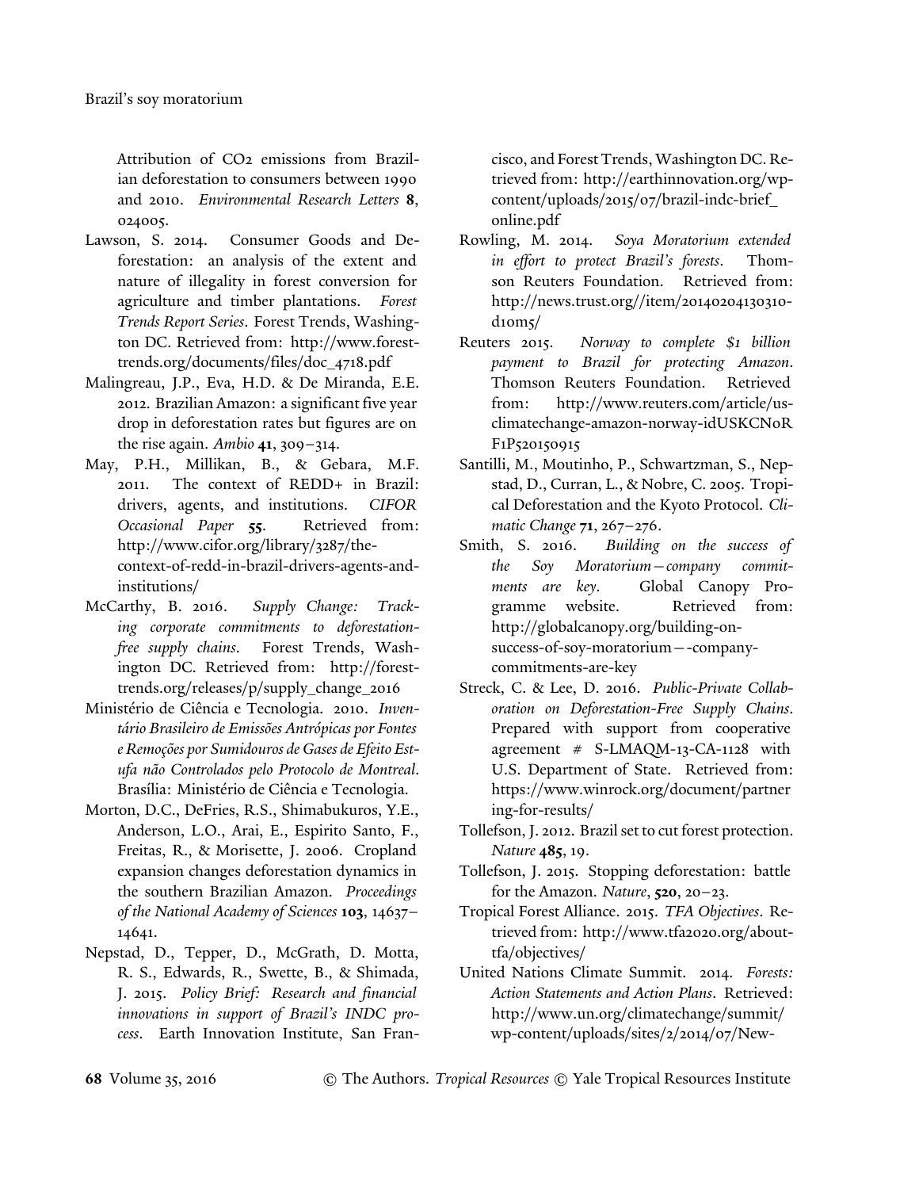Attribution of $CO_2$ emissions from Brazilian deforestation to consumers between 1990 and 2010. *Environmental Research Letters* **8**, 024005.

Lawson, S. 2014. Consumer Goods and Deforestation: an analysis of the extent and nature of illegality in forest conversion for agriculture and timber plantations. *Forest Trends Report Series*. Forest Trends, Washington DC. Retrieved from: http://www.forest-trends.org/documents/files/doc_4718.pdf

Malingreau, J.P., Eva, H.D. & De Miranda, E.E. 2012. Brazilian Amazon: a significant five year drop in deforestation rates but figures are on the rise again. *Ambio* **41**, 309–314.

May, P.H., Millikan, B., & Gebara, M.F. 2011. The context of REDD+ in Brazil: drivers, agents, and institutions. *CIFOR Occasional Paper* **55**. Retrieved from: http://www.cifor.org/library/3287/the-context-of-redd-in-brazil-drivers-agents-and-institutions/

McCarthy, B. 2016. *Supply Change: Tracking corporate commitments to deforestation-free supply chains*. Forest Trends, Washington DC. Retrieved from: http://forest-trends.org/releases/p/supply_change_2016

Ministério de Ciência e Tecnologia. 2010. *Inventário Brasileiro de Emissões Antrópicas por Fontes e Remoções por Sumidouros de Gases de Efeito Estufa não Controlados pelo Protocolo de Montreal*. Brasília: Ministério de Ciência e Tecnologia.

Morton, D.C., DeFries, R.S., Shimabukuros, Y.E., Anderson, L.O., Arai, E., Espirito Santo, F., Freitas, R., & Morisette, J. 2006. Cropland expansion changes deforestation dynamics in the southern Brazilian Amazon. *Proceedings of the National Academy of Sciences* **103**, 14637–14641.

Nepstad, D., Tepper, D., McGrath, D. Motta, R. S., Edwards, R., Swette, B., & Shimada, J. 2015. *Policy Brief: Research and financial innovations in support of Brazil's INDC process*. Earth Innovation Institute, San Francisco, and Forest Trends, Washington DC. Retrieved from: http://earthinnovation.org/wp-content/uploads/2015/07/brazil-indc-brief_online.pdf

Rowling, M. 2014. *Soya Moratorium extended in effort to protect Brazil's forests*. Thomson Reuters Foundation. Retrieved from: http://news.trust.org//item/20140204130310-d1om5/

Reuters 2015. *Norway to complete $1 billion payment to Brazil for protecting Amazon*. Thomson Reuters Foundation. Retrieved from: http://www.reuters.com/article/us-climatechange-amazon-norway-idUSKCN0RF1P520150915

Santilli, M., Moutinho, P., Schwartzman, S., Nepstad, D., Curran, L., & Nobre, C. 2005. Tropical Deforestation and the Kyoto Protocol. *Climatic Change* **71**, 267–276.

Smith, S. 2016. *Building on the success of the Soy Moratorium—company commitments are key*. Global Canopy Programme website. Retrieved from: http://globalcanopy.org/building-on-success-of-soy-moratorium—-company-commitments-are-key

Streck, C. & Lee, D. 2016. *Public-Private Collaboration on Deforestation-Free Supply Chains*. Prepared with support from cooperative agreement # S-LMAQM-13-CA-1128 with U.S. Department of State. Retrieved from: https://www.winrock.org/document/partnering-for-results/

Tollefson, J. 2012. Brazil set to cut forest protection. *Nature* **485**, 19.

Tollefson, J. 2015. Stopping deforestation: battle for the Amazon. *Nature*, **520**, 20–23.

Tropical Forest Alliance. 2015. *TFA Objectives*. Retrieved from: http://www.tfa2020.org/about-tfa/objectives/

United Nations Climate Summit. 2014. *Forests: Action Statements and Action Plans*. Retrieved: http://www.un.org/climatechange/summit/wp-content/uploads/sites/2/2014/07/New-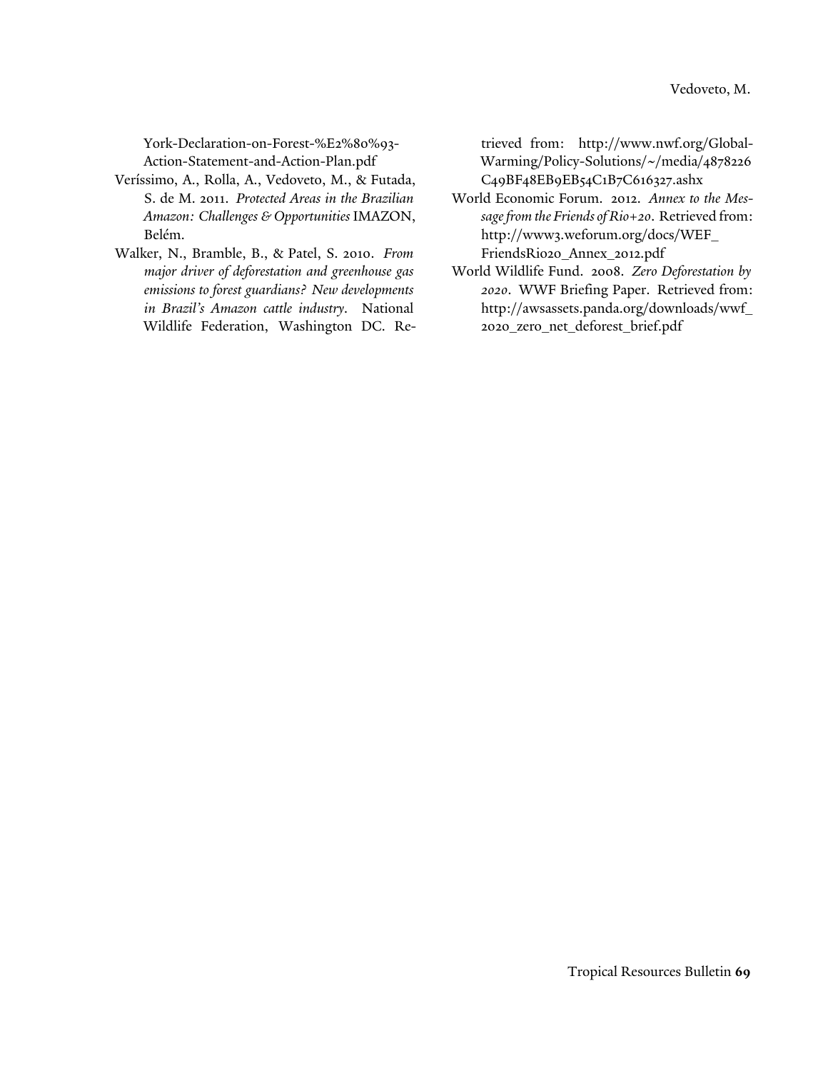York-Declaration-on-Forest-%E2%80%93-Action-Statement-and-Action-Plan.pdf

Veríssimo, A., Rolla, A., Vedoveto, M., & Futada, S. de M. 2011. *Protected Areas in the Brazilian Amazon: Challenges & Opportunities* IMAZON, Belém.

Walker, N., Bramble, B., & Patel, S. 2010. *From major driver of deforestation and greenhouse gas emissions to forest guardians? New developments in Brazil's Amazon cattle industry*. National Wildlife Federation, Washington DC. Retrieved from: http://www.nwf.org/Global-Warming/Policy-Solutions/~/media/4878226C49BF48EB9EB54C1B7C616327.ashx

World Economic Forum. 2012. *Annex to the Message from the Friends of Rio+20*. Retrieved from: http://www3.weforum.org/docs/WEF_FriendsRio20_Annex_2012.pdf

World Wildlife Fund. 2008. *Zero Deforestation by 2020*. WWF Briefing Paper. Retrieved from: http://awsassets.panda.org/downloads/wwf_2020_zero_net_deforest_brief.pdf